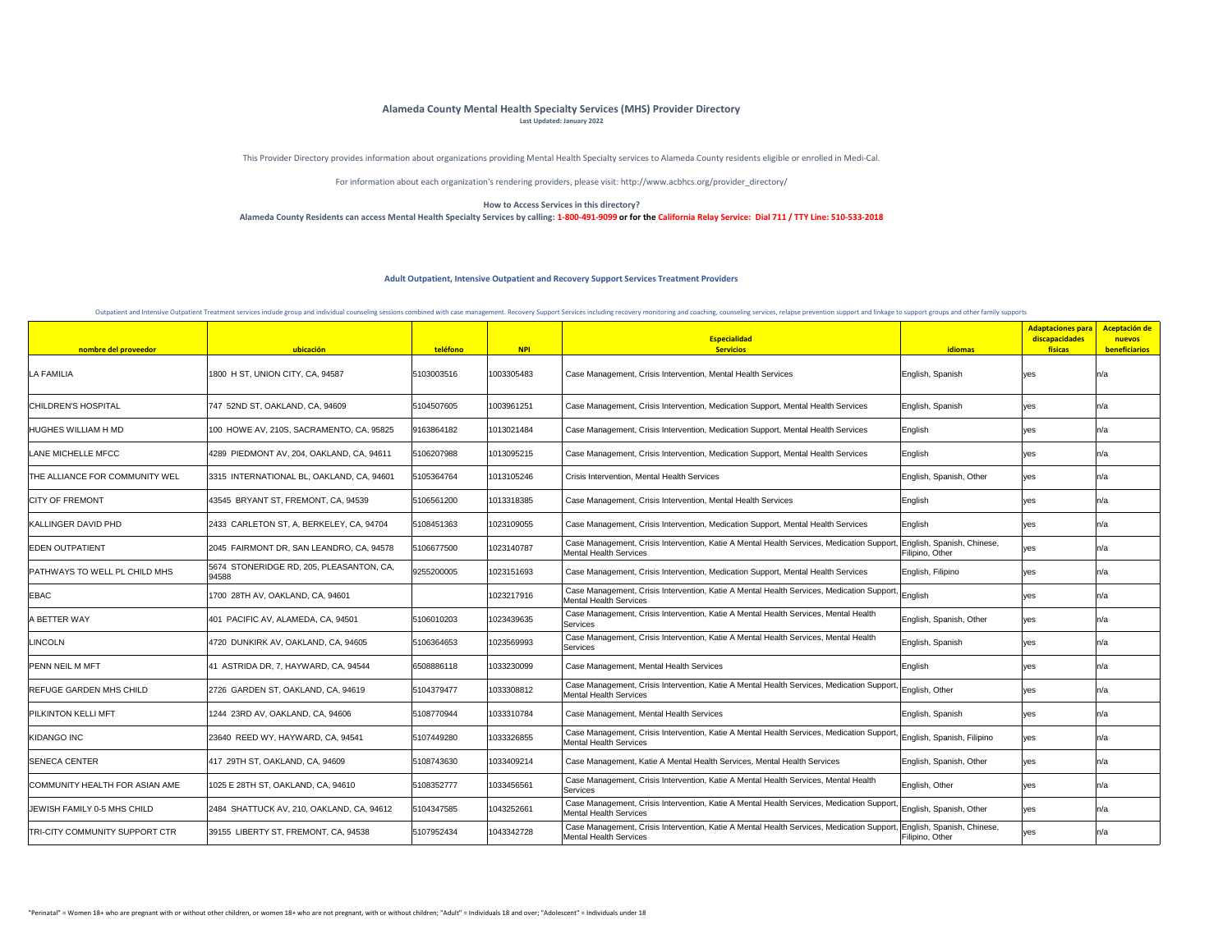# Alameda County Mental Health Specialty Services (MHS) Provider Directory

**Last Updated: January 2022**

This Provider Directory provides information about organizations providing Mental Health Specialty services to Alameda County residents eligible or enrolled in Medi-Cal.

For information about each organization's rendering providers, please visit: http://www.acbhcs.org/provider_directory/

**How to Access Services in this directory?**

**Alameda County Residents can access Mental Health Specialty Services by calling: 1-800-491-9099 or for the California Relay Service: Dial 711 / TTY Line: 510-533-2018**

## Adult Outpatient, Intensive Outpatient and Recovery Support Services Treatment Providers

Outpatient and Intensive Outpatient Treatment services include group and individual counseling sessions combined with case management. Recovery Support Services including recovery monitoring and coaching, counseling services, relapse prevention support and linkage to support groups and other family supports

| nombre del proveedor | ubicación | teléfono | NPI | Especialidad Servicios | idiomas | Adaptaciones para discapacidades físicas | Aceptación de nuevos beneficiarios |
|---|---|---|---|---|---|---|---|
| LA FAMILIA | 1800 H ST, UNION CITY, CA, 94587 | 5103003516 | 1003305483 | Case Management, Crisis Intervention, Mental Health Services | English, Spanish | yes | n/a |
| CHILDREN'S HOSPITAL | 747 52ND ST, OAKLAND, CA, 94609 | 5104507605 | 1003961251 | Case Management, Crisis Intervention, Medication Support, Mental Health Services | English, Spanish | yes | n/a |
| HUGHES WILLIAM H MD | 100 HOWE AV, 210S, SACRAMENTO, CA, 95825 | 9163864182 | 1013021484 | Case Management, Crisis Intervention, Medication Support, Mental Health Services | English | yes | n/a |
| LANE MICHELLE MFCC | 4289 PIEDMONT AV, 204, OAKLAND, CA, 94611 | 5106207988 | 1013095215 | Case Management, Crisis Intervention, Medication Support, Mental Health Services | English | yes | n/a |
| THE ALLIANCE FOR COMMUNITY WEL | 3315 INTERNATIONAL BL, OAKLAND, CA, 94601 | 5105364764 | 1013105246 | Crisis Intervention, Mental Health Services | English, Spanish, Other | yes | n/a |
| CITY OF FREMONT | 43545 BRYANT ST, FREMONT, CA, 94539 | 5106561200 | 1013318385 | Case Management, Crisis Intervention, Mental Health Services | English | yes | n/a |
| KALLINGER DAVID PHD | 2433 CARLETON ST, A, BERKELEY, CA, 94704 | 5108451363 | 1023109055 | Case Management, Crisis Intervention, Medication Support, Mental Health Services | English | yes | n/a |
| EDEN OUTPATIENT | 2045 FAIRMONT DR, SAN LEANDRO, CA, 94578 | 5106677500 | 1023140787 | Case Management, Crisis Intervention, Katie A Mental Health Services, Medication Support, Mental Health Services | English, Spanish, Chinese, Filipino, Other | yes | n/a |
| PATHWAYS TO WELL PL CHILD MHS | 5674 STONERIDGE RD, 205, PLEASANTON, CA, 94588 | 9255200005 | 1023151693 | Case Management, Crisis Intervention, Medication Support, Mental Health Services | English, Filipino | yes | n/a |
| EBAC | 1700 28TH AV, OAKLAND, CA, 94601 | | 1023217916 | Case Management, Crisis Intervention, Katie A Mental Health Services, Medication Support, Mental Health Services | English | yes | n/a |
| A BETTER WAY | 401 PACIFIC AV, ALAMEDA, CA, 94501 | 5106010203 | 1023439635 | Case Management, Crisis Intervention, Katie A Mental Health Services, Mental Health Services | English, Spanish, Other | yes | n/a |
| LINCOLN | 4720 DUNKIRK AV, OAKLAND, CA, 94605 | 5106364653 | 1023569993 | Case Management, Crisis Intervention, Katie A Mental Health Services, Mental Health Services | English, Spanish | yes | n/a |
| PENN NEIL M MFT | 41 ASTRIDA DR, 7, HAYWARD, CA, 94544 | 6508886118 | 1033230099 | Case Management, Mental Health Services | English | yes | n/a |
| REFUGE GARDEN MHS CHILD | 2726 GARDEN ST, OAKLAND, CA, 94619 | 5104379477 | 1033308812 | Case Management, Crisis Intervention, Katie A Mental Health Services, Medication Support, Mental Health Services | English, Other | yes | n/a |
| PILKINTON KELLI MFT | 1244 23RD AV, OAKLAND, CA, 94606 | 5108770944 | 1033310784 | Case Management, Mental Health Services | English, Spanish | yes | n/a |
| KIDANGO INC | 23640 REED WY, HAYWARD, CA, 94541 | 5107449280 | 1033326855 | Case Management, Crisis Intervention, Katie A Mental Health Services, Medication Support, Mental Health Services | English, Spanish, Filipino | yes | n/a |
| SENECA CENTER | 417 29TH ST, OAKLAND, CA, 94609 | 5108743630 | 1033409214 | Case Management, Katie A Mental Health Services, Mental Health Services | English, Spanish, Other | yes | n/a |
| COMMUNITY HEALTH FOR ASIAN AME | 1025 E 28TH ST, OAKLAND, CA, 94610 | 5108352777 | 1033456561 | Case Management, Crisis Intervention, Katie A Mental Health Services, Mental Health Services | English, Other | yes | n/a |
| JEWISH FAMILY 0-5 MHS CHILD | 2484 SHATTUCK AV, 210, OAKLAND, CA, 94612 | 5104347585 | 1043252661 | Case Management, Crisis Intervention, Katie A Mental Health Services, Medication Support, Mental Health Services | English, Spanish, Other | yes | n/a |
| TRI-CITY COMMUNITY SUPPORT CTR | 39155 LIBERTY ST, FREMONT, CA, 94538 | 5107952434 | 1043342728 | Case Management, Crisis Intervention, Katie A Mental Health Services, Medication Support, Mental Health Services | English, Spanish, Chinese, Filipino, Other | yes | n/a |

"Perinatal" = Women 18+ who are pregnant with or without other children, or women 18+ who are not pregnant, with or without children; "Adult" = Individuals 18 and over; "Adolescent" = Individuals under 18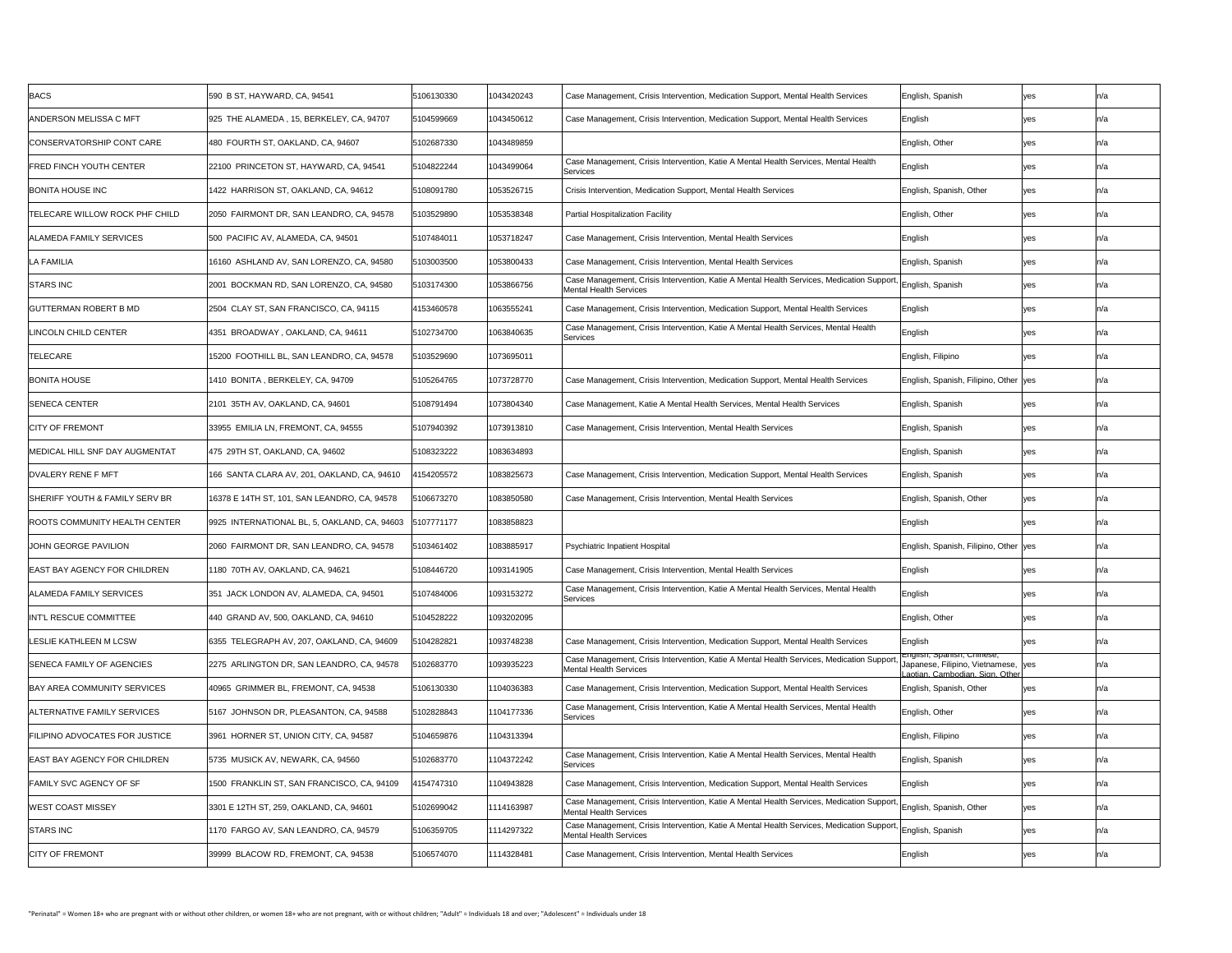| | | | | | | | |
|---|---|---|---|---|---|---|---|
| BACS | 590 B ST, HAYWARD, CA, 94541 | 5106130330 | 1043420243 | Case Management, Crisis Intervention, Medication Support, Mental Health Services | English, Spanish | yes | n/a |
| ANDERSON MELISSA C MFT | 925 THE ALAMEDA , 15, BERKELEY, CA, 94707 | 5104599669 | 1043450612 | Case Management, Crisis Intervention, Medication Support, Mental Health Services | English | yes | n/a |
| CONSERVATORSHIP CONT CARE | 480 FOURTH ST, OAKLAND, CA, 94607 | 5102687330 | 1043489859 | | English, Other | yes | n/a |
| FRED FINCH YOUTH CENTER | 22100 PRINCETON ST, HAYWARD, CA, 94541 | 5104822244 | 1043499064 | Case Management, Crisis Intervention, Katie A Mental Health Services, Mental Health Services | English | yes | n/a |
| BONITA HOUSE INC | 1422 HARRISON ST, OAKLAND, CA, 94612 | 5108091780 | 1053526715 | Crisis Intervention, Medication Support, Mental Health Services | English, Spanish, Other | yes | n/a |
| TELECARE WILLOW ROCK PHF CHILD | 2050 FAIRMONT DR, SAN LEANDRO, CA, 94578 | 5103529890 | 1053538348 | Partial Hospitalization Facility | English, Other | yes | n/a |
| ALAMEDA FAMILY SERVICES | 500 PACIFIC AV, ALAMEDA, CA, 94501 | 5107484011 | 1053718247 | Case Management, Crisis Intervention, Mental Health Services | English | yes | n/a |
| LA FAMILIA | 16160 ASHLAND AV, SAN LORENZO, CA, 94580 | 5103003500 | 1053800433 | Case Management, Crisis Intervention, Mental Health Services | English, Spanish | yes | n/a |
| STARS INC | 2001 BOCKMAN RD, SAN LORENZO, CA, 94580 | 5103174300 | 1053866756 | Case Management, Crisis Intervention, Katie A Mental Health Services, Medication Support, Mental Health Services | English, Spanish | yes | n/a |
| GUTTERMAN ROBERT B MD | 2504 CLAY ST, SAN FRANCISCO, CA, 94115 | 4153460578 | 1063555241 | Case Management, Crisis Intervention, Medication Support, Mental Health Services | English | yes | n/a |
| LINCOLN CHILD CENTER | 4351 BROADWAY , OAKLAND, CA, 94611 | 5102734700 | 1063840635 | Case Management, Crisis Intervention, Katie A Mental Health Services, Mental Health Services | English | yes | n/a |
| TELECARE | 15200 FOOTHILL BL, SAN LEANDRO, CA, 94578 | 5103529690 | 1073695011 | | English, Filipino | yes | n/a |
| BONITA HOUSE | 1410 BONITA , BERKELEY, CA, 94709 | 5105264765 | 1073728770 | Case Management, Crisis Intervention, Medication Support, Mental Health Services | English, Spanish, Filipino, Other | yes | n/a |
| SENECA CENTER | 2101 35TH AV, OAKLAND, CA, 94601 | 5108791494 | 1073804340 | Case Management, Katie A Mental Health Services, Mental Health Services | English, Spanish | yes | n/a |
| CITY OF FREMONT | 33955 EMILIA LN, FREMONT, CA, 94555 | 5107940392 | 1073913810 | Case Management, Crisis Intervention, Mental Health Services | English, Spanish | yes | n/a |
| MEDICAL HILL SNF DAY AUGMENTAT | 475 29TH ST, OAKLAND, CA, 94602 | 5108323222 | 1083634893 | | English, Spanish | yes | n/a |
| DVALERY RENE F MFT | 166 SANTA CLARA AV, 201, OAKLAND, CA, 94610 | 4154205572 | 1083825673 | Case Management, Crisis Intervention, Medication Support, Mental Health Services | English, Spanish | yes | n/a |
| SHERIFF YOUTH & FAMILY SERV BR | 16378 E 14TH ST, 101, SAN LEANDRO, CA, 94578 | 5106673270 | 1083850580 | Case Management, Crisis Intervention, Mental Health Services | English, Spanish, Other | yes | n/a |
| ROOTS COMMUNITY HEALTH CENTER | 9925 INTERNATIONAL BL, 5, OAKLAND, CA, 94603 | 5107771177 | 1083858823 | | English | yes | n/a |
| JOHN GEORGE PAVILION | 2060 FAIRMONT DR, SAN LEANDRO, CA, 94578 | 5103461402 | 1083885917 | Psychiatric Inpatient Hospital | English, Spanish, Filipino, Other | yes | n/a |
| EAST BAY AGENCY FOR CHILDREN | 1180 70TH AV, OAKLAND, CA, 94621 | 5108446720 | 1093141905 | Case Management, Crisis Intervention, Mental Health Services | English | yes | n/a |
| ALAMEDA FAMILY SERVICES | 351 JACK LONDON AV, ALAMEDA, CA, 94501 | 5107484006 | 1093153272 | Case Management, Crisis Intervention, Katie A Mental Health Services, Mental Health Services | English | yes | n/a |
| INT'L RESCUE COMMITTEE | 440 GRAND AV, 500, OAKLAND, CA, 94610 | 5104528222 | 1093202095 | | English, Other | yes | n/a |
| LESLIE KATHLEEN M LCSW | 6355 TELEGRAPH AV, 207, OAKLAND, CA, 94609 | 5104282821 | 1093748238 | Case Management, Crisis Intervention, Medication Support, Mental Health Services | English | yes | n/a |
| SENECA FAMILY OF AGENCIES | 2275 ARLINGTON DR, SAN LEANDRO, CA, 94578 | 5102683770 | 1093935223 | Case Management, Crisis Intervention, Katie A Mental Health Services, Medication Support, Mental Health Services | English, Spanish, Chinese, Japanese, Filipino, Vietnamese, Laotian, Cambodian, Sign, Other | yes | n/a |
| BAY AREA COMMUNITY SERVICES | 40965 GRIMMER BL, FREMONT, CA, 94538 | 5106130330 | 1104036383 | Case Management, Crisis Intervention, Medication Support, Mental Health Services | English, Spanish, Other | yes | n/a |
| ALTERNATIVE FAMILY SERVICES | 5167 JOHNSON DR, PLEASANTON, CA, 94588 | 5102828843 | 1104177336 | Case Management, Crisis Intervention, Katie A Mental Health Services, Mental Health Services | English, Other | yes | n/a |
| FILIPINO ADVOCATES FOR JUSTICE | 3961 HORNER ST, UNION CITY, CA, 94587 | 5104659876 | 1104313394 | | English, Filipino | yes | n/a |
| EAST BAY AGENCY FOR CHILDREN | 5735 MUSICK AV, NEWARK, CA, 94560 | 5102683770 | 1104372242 | Case Management, Crisis Intervention, Katie A Mental Health Services, Mental Health Services | English, Spanish | yes | n/a |
| FAMILY SVC AGENCY OF SF | 1500 FRANKLIN ST, SAN FRANCISCO, CA, 94109 | 4154747310 | 1104943828 | Case Management, Crisis Intervention, Medication Support, Mental Health Services | English | yes | n/a |
| WEST COAST MISSEY | 3301 E 12TH ST, 259, OAKLAND, CA, 94601 | 5102699042 | 1114163987 | Case Management, Crisis Intervention, Katie A Mental Health Services, Medication Support, Mental Health Services | English, Spanish, Other | yes | n/a |
| STARS INC | 1170 FARGO AV, SAN LEANDRO, CA, 94579 | 5106359705 | 1114297322 | Case Management, Crisis Intervention, Katie A Mental Health Services, Medication Support, Mental Health Services | English, Spanish | yes | n/a |
| CITY OF FREMONT | 39999 BLACOW RD, FREMONT, CA, 94538 | 5106574070 | 1114328481 | Case Management, Crisis Intervention, Mental Health Services | English | yes | n/a |

"Perinatal" = Women 18+ who are pregnant with or without other children, or women 18+ who are not pregnant, with or without children; "Adult" = Individuals 18 and over; "Adolescent" = Individuals under 18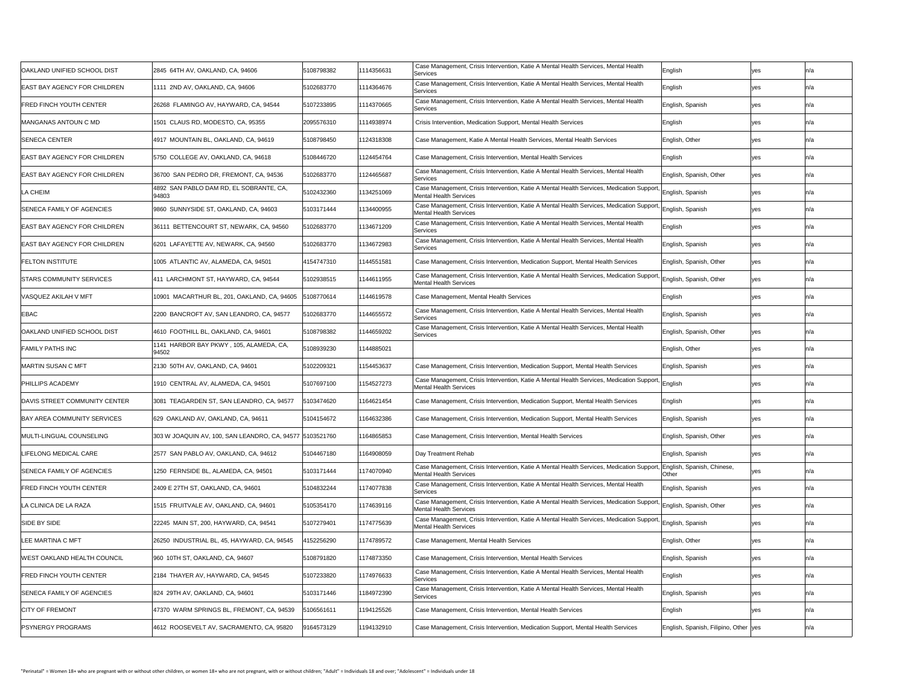| | | | | | | | |
|---|---|---|---|---|---|---|---|
| OAKLAND UNIFIED SCHOOL DIST | 2845 64TH AV, OAKLAND, CA, 94606 | 5108798382 | 1114356631 | Case Management, Crisis Intervention, Katie A Mental Health Services, Mental Health Services | English | yes | n/a |
| EAST BAY AGENCY FOR CHILDREN | 1111 2ND AV, OAKLAND, CA, 94606 | 5102683770 | 1114364676 | Case Management, Crisis Intervention, Katie A Mental Health Services, Mental Health Services | English | yes | n/a |
| FRED FINCH YOUTH CENTER | 26268 FLAMINGO AV, HAYWARD, CA, 94544 | 5107233895 | 1114370665 | Case Management, Crisis Intervention, Katie A Mental Health Services, Mental Health Services | English, Spanish | yes | n/a |
| MANGANAS ANTOUN C MD | 1501 CLAUS RD, MODESTO, CA, 95355 | 2095576310 | 1114938974 | Crisis Intervention, Medication Support, Mental Health Services | English | yes | n/a |
| SENECA CENTER | 4917 MOUNTAIN BL, OAKLAND, CA, 94619 | 5108798450 | 1124318308 | Case Management, Katie A Mental Health Services, Mental Health Services | English, Other | yes | n/a |
| EAST BAY AGENCY FOR CHILDREN | 5750 COLLEGE AV, OAKLAND, CA, 94618 | 5108446720 | 1124454764 | Case Management, Crisis Intervention, Mental Health Services | English | yes | n/a |
| EAST BAY AGENCY FOR CHILDREN | 36700 SAN PEDRO DR, FREMONT, CA, 94536 | 5102683770 | 1124465687 | Case Management, Crisis Intervention, Katie A Mental Health Services, Mental Health Services | English, Spanish, Other | yes | n/a |
| LA CHEIM | 4892 SAN PABLO DAM RD, EL SOBRANTE, CA, 94803 | 5102432360 | 1134251069 | Case Management, Crisis Intervention, Katie A Mental Health Services, Medication Support, Mental Health Services | English, Spanish | yes | n/a |
| SENECA FAMILY OF AGENCIES | 9860 SUNNYSIDE ST, OAKLAND, CA, 94603 | 5103171444 | 1134400955 | Case Management, Crisis Intervention, Katie A Mental Health Services, Medication Support, Mental Health Services | English, Spanish | yes | n/a |
| EAST BAY AGENCY FOR CHILDREN | 36111 BETTENCOURT ST, NEWARK, CA, 94560 | 5102683770 | 1134671209 | Case Management, Crisis Intervention, Katie A Mental Health Services, Mental Health Services | English | yes | n/a |
| EAST BAY AGENCY FOR CHILDREN | 6201 LAFAYETTE AV, NEWARK, CA, 94560 | 5102683770 | 1134672983 | Case Management, Crisis Intervention, Katie A Mental Health Services, Mental Health Services | English, Spanish | yes | n/a |
| FELTON INSTITUTE | 1005 ATLANTIC AV, ALAMEDA, CA, 94501 | 4154747310 | 1144551581 | Case Management, Crisis Intervention, Medication Support, Mental Health Services | English, Spanish, Other | yes | n/a |
| STARS COMMUNITY SERVICES | 411 LARCHMONT ST, HAYWARD, CA, 94544 | 5102938515 | 1144611955 | Case Management, Crisis Intervention, Katie A Mental Health Services, Medication Support, Mental Health Services | English, Spanish, Other | yes | n/a |
| VASQUEZ AKILAH V MFT | 10901 MACARTHUR BL, 201, OAKLAND, CA, 94605 | 5108770614 | 1144619578 | Case Management, Mental Health Services | English | yes | n/a |
| EBAC | 2200 BANCROFT AV, SAN LEANDRO, CA, 94577 | 5102683770 | 1144655572 | Case Management, Crisis Intervention, Katie A Mental Health Services, Mental Health Services | English, Spanish | yes | n/a |
| OAKLAND UNIFIED SCHOOL DIST | 4610 FOOTHILL BL, OAKLAND, CA, 94601 | 5108798382 | 1144659202 | Case Management, Crisis Intervention, Katie A Mental Health Services, Mental Health Services | English, Spanish, Other | yes | n/a |
| FAMILY PATHS INC | 1141 HARBOR BAY PKWY , 105, ALAMEDA, CA, 94502 | 5108939230 | 1144885021 | | English, Other | yes | n/a |
| MARTIN SUSAN C MFT | 2130 50TH AV, OAKLAND, CA, 94601 | 5102209321 | 1154453637 | Case Management, Crisis Intervention, Medication Support, Mental Health Services | English, Spanish | yes | n/a |
| PHILLIPS ACADEMY | 1910 CENTRAL AV, ALAMEDA, CA, 94501 | 5107697100 | 1154527273 | Case Management, Crisis Intervention, Katie A Mental Health Services, Medication Support, Mental Health Services | English | yes | n/a |
| DAVIS STREET COMMUNITY CENTER | 3081 TEAGARDEN ST, SAN LEANDRO, CA, 94577 | 5103474620 | 1164621454 | Case Management, Crisis Intervention, Medication Support, Mental Health Services | English | yes | n/a |
| BAY AREA COMMUNITY SERVICES | 629 OAKLAND AV, OAKLAND, CA, 94611 | 5104154672 | 1164632386 | Case Management, Crisis Intervention, Medication Support, Mental Health Services | English, Spanish | yes | n/a |
| MULTI-LINGUAL COUNSELING | 303 W JOAQUIN AV, 100, SAN LEANDRO, CA, 94577 | 5103521760 | 1164865853 | Case Management, Crisis Intervention, Mental Health Services | English, Spanish, Other | yes | n/a |
| LIFELONG MEDICAL CARE | 2577 SAN PABLO AV, OAKLAND, CA, 94612 | 5104467180 | 1164908059 | Day Treatment Rehab | English, Spanish | yes | n/a |
| SENECA FAMILY OF AGENCIES | 1250 FERNSIDE BL, ALAMEDA, CA, 94501 | 5103171444 | 1174070940 | Case Management, Crisis Intervention, Katie A Mental Health Services, Medication Support, Mental Health Services | English, Spanish, Chinese, Other | yes | n/a |
| FRED FINCH YOUTH CENTER | 2409 E 27TH ST, OAKLAND, CA, 94601 | 5104832244 | 1174077838 | Case Management, Crisis Intervention, Katie A Mental Health Services, Mental Health Services | English, Spanish | yes | n/a |
| LA CLINICA DE LA RAZA | 1515 FRUITVALE AV, OAKLAND, CA, 94601 | 5105354170 | 1174639116 | Case Management, Crisis Intervention, Katie A Mental Health Services, Medication Support, Mental Health Services | English, Spanish, Other | yes | n/a |
| SIDE BY SIDE | 22245 MAIN ST, 200, HAYWARD, CA, 94541 | 5107279401 | 1174775639 | Case Management, Crisis Intervention, Katie A Mental Health Services, Medication Support, Mental Health Services | English, Spanish | yes | n/a |
| LEE MARTINA C MFT | 26250 INDUSTRIAL BL, 45, HAYWARD, CA, 94545 | 4152256290 | 1174789572 | Case Management, Mental Health Services | English, Other | yes | n/a |
| WEST OAKLAND HEALTH COUNCIL | 960 10TH ST, OAKLAND, CA, 94607 | 5108791820 | 1174873350 | Case Management, Crisis Intervention, Mental Health Services | English, Spanish | yes | n/a |
| FRED FINCH YOUTH CENTER | 2184 THAYER AV, HAYWARD, CA, 94545 | 5107233820 | 1174976633 | Case Management, Crisis Intervention, Katie A Mental Health Services, Mental Health Services | English | yes | n/a |
| SENECA FAMILY OF AGENCIES | 824 29TH AV, OAKLAND, CA, 94601 | 5103171446 | 1184972390 | Case Management, Crisis Intervention, Katie A Mental Health Services, Mental Health Services | English, Spanish | yes | n/a |
| CITY OF FREMONT | 47370 WARM SPRINGS BL, FREMONT, CA, 94539 | 5106561611 | 1194125526 | Case Management, Crisis Intervention, Mental Health Services | English | yes | n/a |
| PSYNERGY PROGRAMS | 4612 ROOSEVELT AV, SACRAMENTO, CA, 95820 | 9164573129 | 1194132910 | Case Management, Crisis Intervention, Medication Support, Mental Health Services | English, Spanish, Filipino, Other | yes | n/a |

"Perinatal" = Women 18+ who are pregnant with or without other children, or women 18+ who are not pregnant, with or without children; "Adult" = Individuals 18 and over; "Adolescent" = Individuals under 18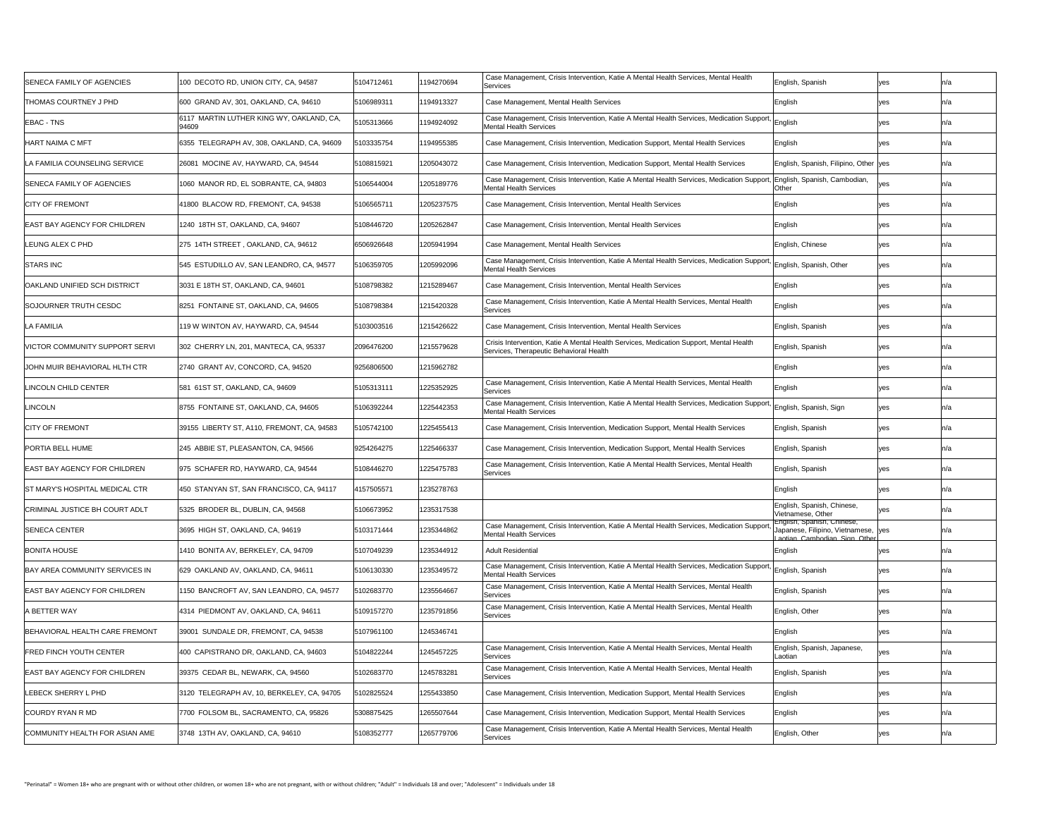| | | | | | | | |
|---|---|---|---|---|---|---|---|
| SENECA FAMILY OF AGENCIES | 100 DECOTO RD, UNION CITY, CA, 94587 | 5104712461 | 1194270694 | Case Management, Crisis Intervention, Katie A Mental Health Services, Mental Health Services | English, Spanish | yes | n/a |
| THOMAS COURTNEY J PHD | 600 GRAND AV, 301, OAKLAND, CA, 94610 | 5106989311 | 1194913327 | Case Management, Mental Health Services | English | yes | n/a |
| EBAC - TNS | 6117 MARTIN LUTHER KING WY, OAKLAND, CA, 94609 | 5105313666 | 1194924092 | Case Management, Crisis Intervention, Katie A Mental Health Services, Medication Support, Mental Health Services | English | yes | n/a |
| HART NAIMA C MFT | 6355 TELEGRAPH AV, 308, OAKLAND, CA, 94609 | 5103335754 | 1194955385 | Case Management, Crisis Intervention, Medication Support, Mental Health Services | English | yes | n/a |
| LA FAMILIA COUNSELING SERVICE | 26081 MOCINE AV, HAYWARD, CA, 94544 | 5108815921 | 1205043072 | Case Management, Crisis Intervention, Medication Support, Mental Health Services | English, Spanish, Filipino, Other | yes | n/a |
| SENECA FAMILY OF AGENCIES | 1060 MANOR RD, EL SOBRANTE, CA, 94803 | 5106544004 | 1205189776 | Case Management, Crisis Intervention, Katie A Mental Health Services, Medication Support, Mental Health Services | English, Spanish, Cambodian, Other | yes | n/a |
| CITY OF FREMONT | 41800 BLACOW RD, FREMONT, CA, 94538 | 5106565711 | 1205237575 | Case Management, Crisis Intervention, Mental Health Services | English | yes | n/a |
| EAST BAY AGENCY FOR CHILDREN | 1240 18TH ST, OAKLAND, CA, 94607 | 5108446720 | 1205262847 | Case Management, Crisis Intervention, Mental Health Services | English | yes | n/a |
| LEUNG ALEX C PHD | 275 14TH STREET , OAKLAND, CA, 94612 | 6506926648 | 1205941994 | Case Management, Mental Health Services | English, Chinese | yes | n/a |
| STARS INC | 545 ESTUDILLO AV, SAN LEANDRO, CA, 94577 | 5106359705 | 1205992096 | Case Management, Crisis Intervention, Katie A Mental Health Services, Medication Support, Mental Health Services | English, Spanish, Other | yes | n/a |
| OAKLAND UNIFIED SCH DISTRICT | 3031 E 18TH ST, OAKLAND, CA, 94601 | 5108798382 | 1215289467 | Case Management, Crisis Intervention, Mental Health Services | English | yes | n/a |
| SOJOURNER TRUTH CESDC | 8251 FONTAINE ST, OAKLAND, CA, 94605 | 5108798384 | 1215420328 | Case Management, Crisis Intervention, Katie A Mental Health Services, Mental Health Services | English | yes | n/a |
| LA FAMILIA | 119 W WINTON AV, HAYWARD, CA, 94544 | 5103003516 | 1215426622 | Case Management, Crisis Intervention, Mental Health Services | English, Spanish | yes | n/a |
| VICTOR COMMUNITY SUPPORT SERVI | 302 CHERRY LN, 201, MANTECA, CA, 95337 | 2096476200 | 1215579628 | Crisis Intervention, Katie A Mental Health Services, Medication Support, Mental Health Services, Therapeutic Behavioral Health | English, Spanish | yes | n/a |
| JOHN MUIR BEHAVIORAL HLTH CTR | 2740 GRANT AV, CONCORD, CA, 94520 | 9256806500 | 1215962782 | | English | yes | n/a |
| LINCOLN CHILD CENTER | 581 61ST ST, OAKLAND, CA, 94609 | 5105313111 | 1225352925 | Case Management, Crisis Intervention, Katie A Mental Health Services, Mental Health Services | English | yes | n/a |
| LINCOLN | 8755 FONTAINE ST, OAKLAND, CA, 94605 | 5106392244 | 1225442353 | Case Management, Crisis Intervention, Katie A Mental Health Services, Medication Support, Mental Health Services | English, Spanish, Sign | yes | n/a |
| CITY OF FREMONT | 39155 LIBERTY ST, A110, FREMONT, CA, 94583 | 5105742100 | 1225455413 | Case Management, Crisis Intervention, Medication Support, Mental Health Services | English, Spanish | yes | n/a |
| PORTIA BELL HUME | 245 ABBIE ST, PLEASANTON, CA, 94566 | 9254264275 | 1225466337 | Case Management, Crisis Intervention, Medication Support, Mental Health Services | English, Spanish | yes | n/a |
| EAST BAY AGENCY FOR CHILDREN | 975 SCHAFER RD, HAYWARD, CA, 94544 | 5108446270 | 1225475783 | Case Management, Crisis Intervention, Katie A Mental Health Services, Mental Health Services | English, Spanish | yes | n/a |
| ST MARY'S HOSPITAL MEDICAL CTR | 450 STANYAN ST, SAN FRANCISCO, CA, 94117 | 4157505571 | 1235278763 | | English | yes | n/a |
| CRIMINAL JUSTICE BH COURT ADLT | 5325 BRODER BL, DUBLIN, CA, 94568 | 5106673952 | 1235317538 | | English, Spanish, Chinese, Vietnamese, Other | yes | n/a |
| SENECA CENTER | 3695 HIGH ST, OAKLAND, CA, 94619 | 5103171444 | 1235344862 | Case Management, Crisis Intervention, Katie A Mental Health Services, Medication Support, Mental Health Services | English, Spanish, Chinese, Japanese, Filipino, Vietnamese, Laotian, Cambodian, Sign, Other | yes | n/a |
| BONITA HOUSE | 1410 BONITA AV, BERKELEY, CA, 94709 | 5107049239 | 1235344912 | Adult Residential | English | yes | n/a |
| BAY AREA COMMUNITY SERVICES IN | 629 OAKLAND AV, OAKLAND, CA, 94611 | 5106130330 | 1235349572 | Case Management, Crisis Intervention, Katie A Mental Health Services, Medication Support, Mental Health Services | English, Spanish | yes | n/a |
| EAST BAY AGENCY FOR CHILDREN | 1150 BANCROFT AV, SAN LEANDRO, CA, 94577 | 5102683770 | 1235564667 | Case Management, Crisis Intervention, Katie A Mental Health Services, Mental Health Services | English, Spanish | yes | n/a |
| A BETTER WAY | 4314 PIEDMONT AV, OAKLAND, CA, 94611 | 5109157270 | 1235791856 | Case Management, Crisis Intervention, Katie A Mental Health Services, Mental Health Services | English, Other | yes | n/a |
| BEHAVIORAL HEALTH CARE FREMONT | 39001 SUNDALE DR, FREMONT, CA, 94538 | 5107961100 | 1245346741 | | English | yes | n/a |
| FRED FINCH YOUTH CENTER | 400 CAPISTRANO DR, OAKLAND, CA, 94603 | 5104822244 | 1245457225 | Case Management, Crisis Intervention, Katie A Mental Health Services, Mental Health Services | English, Spanish, Japanese, Laotian | yes | n/a |
| EAST BAY AGENCY FOR CHILDREN | 39375 CEDAR BL, NEWARK, CA, 94560 | 5102683770 | 1245783281 | Case Management, Crisis Intervention, Katie A Mental Health Services, Mental Health Services | English, Spanish | yes | n/a |
| LEBECK SHERRY L PHD | 3120 TELEGRAPH AV, 10, BERKELEY, CA, 94705 | 5102825524 | 1255433850 | Case Management, Crisis Intervention, Medication Support, Mental Health Services | English | yes | n/a |
| COURDY RYAN R MD | 7700 FOLSOM BL, SACRAMENTO, CA, 95826 | 5308875425 | 1265507644 | Case Management, Crisis Intervention, Medication Support, Mental Health Services | English | yes | n/a |
| COMMUNITY HEALTH FOR ASIAN AME | 3748 13TH AV, OAKLAND, CA, 94610 | 5108352777 | 1265779706 | Case Management, Crisis Intervention, Katie A Mental Health Services, Mental Health Services | English, Other | yes | n/a |

"Perinatal" = Women 18+ who are pregnant with or without other children, or women 18+ who are not pregnant, with or without children; "Adult" = Individuals 18 and over; "Adolescent" = Individuals under 18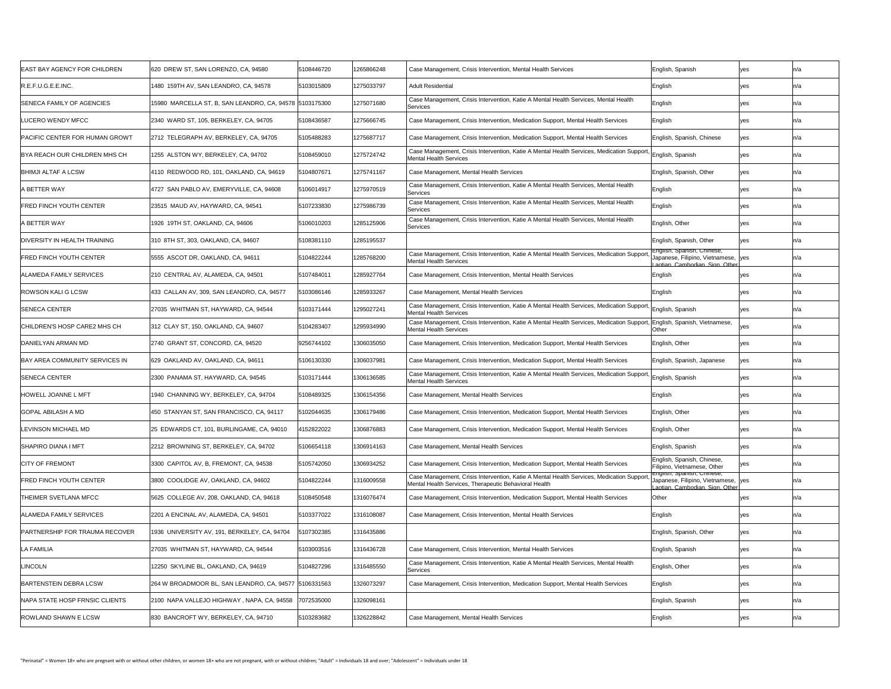| | | | | | | | |
|---|---|---|---|---|---|---|---|
| EAST BAY AGENCY FOR CHILDREN | 620 DREW ST, SAN LORENZO, CA, 94580 | 5108446720 | 1265866248 | Case Management, Crisis Intervention, Mental Health Services | English, Spanish | yes | n/a |
| R.E.F.U.G.E.E.INC. | 1480 159TH AV, SAN LEANDRO, CA, 94578 | 5103015809 | 1275033797 | Adult Residential | English | yes | n/a |
| SENECA FAMILY OF AGENCIES | 15980 MARCELLA ST, B, SAN LEANDRO, CA, 94578 | 5103175300 | 1275071680 | Case Management, Crisis Intervention, Katie A Mental Health Services, Mental Health Services | English | yes | n/a |
| LUCERO WENDY MFCC | 2340 WARD ST, 105, BERKELEY, CA, 94705 | 5108436587 | 1275666745 | Case Management, Crisis Intervention, Medication Support, Mental Health Services | English | yes | n/a |
| PACIFIC CENTER FOR HUMAN GROWT | 2712 TELEGRAPH AV, BERKELEY, CA, 94705 | 5105488283 | 1275687717 | Case Management, Crisis Intervention, Medication Support, Mental Health Services | English, Spanish, Chinese | yes | n/a |
| BYA REACH OUR CHILDREN MHS CH | 1255 ALSTON WY, BERKELEY, CA, 94702 | 5108459010 | 1275724742 | Case Management, Crisis Intervention, Katie A Mental Health Services, Medication Support, Mental Health Services | English, Spanish | yes | n/a |
| BHIMJI ALTAF A LCSW | 4110 REDWOOD RD, 101, OAKLAND, CA, 94619 | 5104807671 | 1275741167 | Case Management, Mental Health Services | English, Spanish, Other | yes | n/a |
| A BETTER WAY | 4727 SAN PABLO AV, EMERYVILLE, CA, 94608 | 5106014917 | 1275970519 | Case Management, Crisis Intervention, Katie A Mental Health Services, Mental Health Services | English | yes | n/a |
| FRED FINCH YOUTH CENTER | 23515 MAUD AV, HAYWARD, CA, 94541 | 5107233830 | 1275986739 | Case Management, Crisis Intervention, Katie A Mental Health Services, Mental Health Services | English | yes | n/a |
| A BETTER WAY | 1926 19TH ST, OAKLAND, CA, 94606 | 5106010203 | 1285125906 | Case Management, Crisis Intervention, Katie A Mental Health Services, Mental Health Services | English, Other | yes | n/a |
| DIVERSITY IN HEALTH TRAINING | 310 8TH ST, 303, OAKLAND, CA, 94607 | 5108381110 | 1285195537 | | English, Spanish, Other | yes | n/a |
| FRED FINCH YOUTH CENTER | 5555 ASCOT DR, OAKLAND, CA, 94611 | 5104822244 | 1285768200 | Case Management, Crisis Intervention, Katie A Mental Health Services, Medication Support, Mental Health Services | English, Spanish, Chinese, Japanese, Filipino, Vietnamese, Laotian, Cambodian, Sign, Other | yes | n/a |
| ALAMEDA FAMILY SERVICES | 210 CENTRAL AV, ALAMEDA, CA, 94501 | 5107484011 | 1285927764 | Case Management, Crisis Intervention, Mental Health Services | English | yes | n/a |
| ROWSON KALI G LCSW | 433 CALLAN AV, 309, SAN LEANDRO, CA, 94577 | 5103086146 | 1285933267 | Case Management, Mental Health Services | English | yes | n/a |
| SENECA CENTER | 27035 WHITMAN ST, HAYWARD, CA, 94544 | 5103171444 | 1295027241 | Case Management, Crisis Intervention, Katie A Mental Health Services, Medication Support, Mental Health Services | English, Spanish | yes | n/a |
| CHILDREN'S HOSP CARE2 MHS CH | 312 CLAY ST, 150, OAKLAND, CA, 94607 | 5104283407 | 1295934990 | Case Management, Crisis Intervention, Katie A Mental Health Services, Medication Support, Mental Health Services | English, Spanish, Vietnamese, Other | yes | n/a |
| DANIELYAN ARMAN MD | 2740 GRANT ST, CONCORD, CA, 94520 | 9256744102 | 1306035050 | Case Management, Crisis Intervention, Medication Support, Mental Health Services | English, Other | yes | n/a |
| BAY AREA COMMUNITY SERVICES IN | 629 OAKLAND AV, OAKLAND, CA, 94611 | 5106130330 | 1306037981 | Case Management, Crisis Intervention, Medication Support, Mental Health Services | English, Spanish, Japanese | yes | n/a |
| SENECA CENTER | 2300 PANAMA ST, HAYWARD, CA, 94545 | 5103171444 | 1306136585 | Case Management, Crisis Intervention, Katie A Mental Health Services, Medication Support, Mental Health Services | English, Spanish | yes | n/a |
| HOWELL JOANNE L MFT | 1940 CHANNING WY, BERKELEY, CA, 94704 | 5108489325 | 1306154356 | Case Management, Mental Health Services | English | yes | n/a |
| GOPAL ABILASH A MD | 450 STANYAN ST, SAN FRANCISCO, CA, 94117 | 5102044635 | 1306179486 | Case Management, Crisis Intervention, Medication Support, Mental Health Services | English, Other | yes | n/a |
| LEVINSON MICHAEL MD | 25 EDWARDS CT, 101, BURLINGAME, CA, 94010 | 4152822022 | 1306876883 | Case Management, Crisis Intervention, Medication Support, Mental Health Services | English, Other | yes | n/a |
| SHAPIRO DIANA I MFT | 2212 BROWNING ST, BERKELEY, CA, 94702 | 5106654118 | 1306914163 | Case Management, Mental Health Services | English, Spanish | yes | n/a |
| CITY OF FREMONT | 3300 CAPITOL AV, B, FREMONT, CA, 94538 | 5105742050 | 1306934252 | Case Management, Crisis Intervention, Medication Support, Mental Health Services | English, Spanish, Chinese, Filipino, Vietnamese, Other | yes | n/a |
| FRED FINCH YOUTH CENTER | 3800 COOLIDGE AV, OAKLAND, CA, 94602 | 5104822244 | 1316009558 | Case Management, Crisis Intervention, Katie A Mental Health Services, Medication Support, Mental Health Services, Therapeutic Behavioral Health | English, Spanish, Chinese, Japanese, Filipino, Vietnamese, Laotian, Cambodian, Sign, Other | yes | n/a |
| THEIMER SVETLANA MFCC | 5625 COLLEGE AV, 208, OAKLAND, CA, 94618 | 5108450548 | 1316076474 | Case Management, Crisis Intervention, Medication Support, Mental Health Services | Other | yes | n/a |
| ALAMEDA FAMILY SERVICES | 2201 A ENCINAL AV, ALAMEDA, CA, 94501 | 5103377022 | 1316108087 | Case Management, Crisis Intervention, Mental Health Services | English | yes | n/a |
| PARTNERSHIP FOR TRAUMA RECOVER | 1936 UNIVERSITY AV, 191, BERKELEY, CA, 94704 | 5107302385 | 1316435886 | | English, Spanish, Other | yes | n/a |
| LA FAMILIA | 27035 WHITMAN ST, HAYWARD, CA, 94544 | 5103003516 | 1316436728 | Case Management, Crisis Intervention, Mental Health Services | English, Spanish | yes | n/a |
| LINCOLN | 12250 SKYLINE BL, OAKLAND, CA, 94619 | 5104827296 | 1316485550 | Case Management, Crisis Intervention, Katie A Mental Health Services, Mental Health Services | English, Other | yes | n/a |
| BARTENSTEIN DEBRA LCSW | 264 W BROADMOOR BL, SAN LEANDRO, CA, 94577 | 5106331563 | 1326073297 | Case Management, Crisis Intervention, Medication Support, Mental Health Services | English | yes | n/a |
| NAPA STATE HOSP FRNSIC CLIENTS | 2100 NAPA VALLEJO HIGHWAY , NAPA, CA, 94558 | 7072535000 | 1326098161 | | English, Spanish | yes | n/a |
| ROWLAND SHAWN E LCSW | 830 BANCROFT WY, BERKELEY, CA, 94710 | 5103283682 | 1326228842 | Case Management, Mental Health Services | English | yes | n/a |

"Perinatal" = Women 18+ who are pregnant with or without other children, or women 18+ who are not pregnant, with or without children; "Adult" = Individuals 18 and over; "Adolescent" = Individuals under 18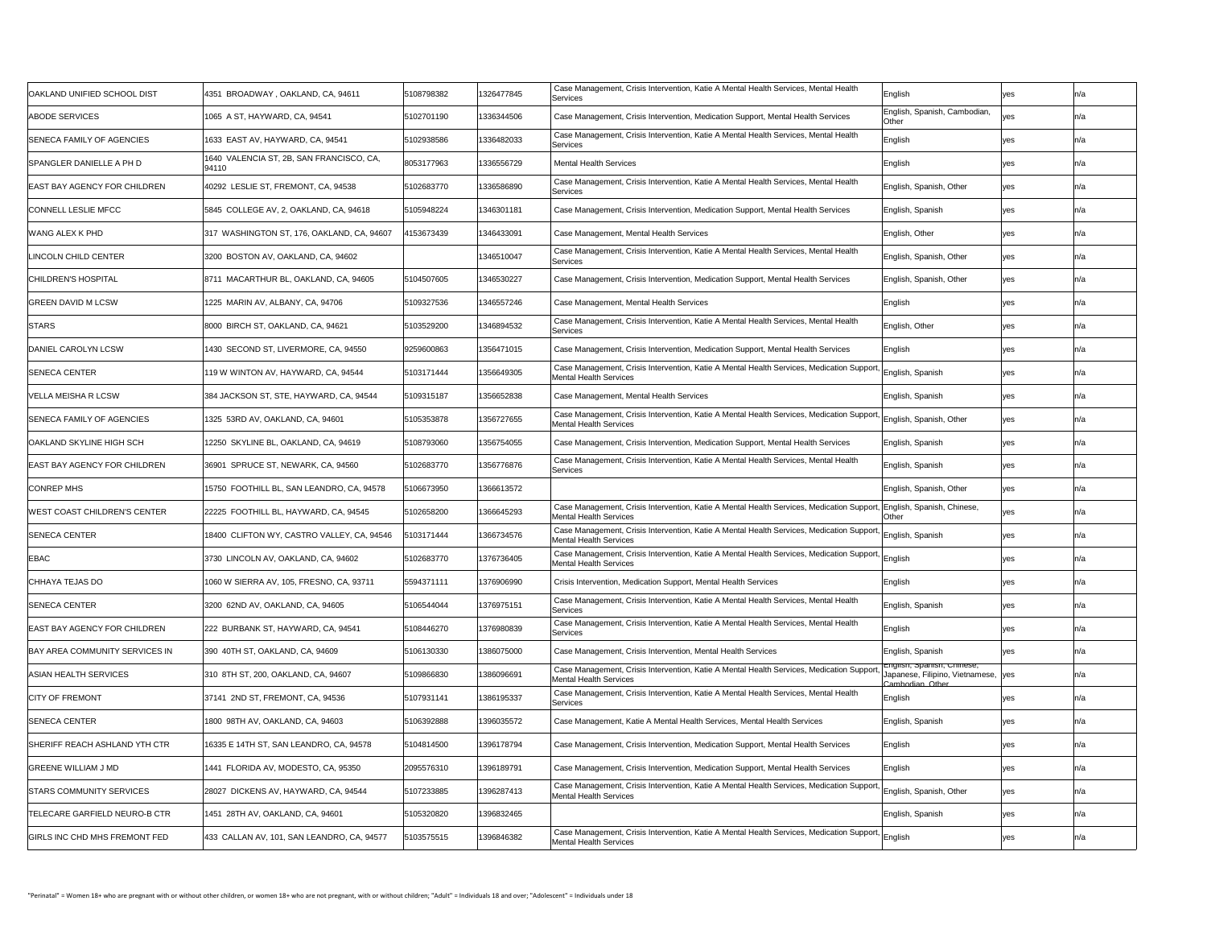| | | | | | | | |
|---|---|---|---|---|---|---|---|
| OAKLAND UNIFIED SCHOOL DIST | 4351 BROADWAY , OAKLAND, CA, 94611 | 5108798382 | 1326477845 | Case Management, Crisis Intervention, Katie A Mental Health Services, Mental Health Services | English | yes | n/a |
| ABODE SERVICES | 1065 A ST, HAYWARD, CA, 94541 | 5102701190 | 1336344506 | Case Management, Crisis Intervention, Medication Support, Mental Health Services | English, Spanish, Cambodian, Other | yes | n/a |
| SENECA FAMILY OF AGENCIES | 1633 EAST AV, HAYWARD, CA, 94541 | 5102938586 | 1336482033 | Case Management, Crisis Intervention, Katie A Mental Health Services, Mental Health Services | English | yes | n/a |
| SPANGLER DANIELLE A PH D | 1640 VALENCIA ST, 2B, SAN FRANCISCO, CA, 94110 | 8053177963 | 1336556729 | Mental Health Services | English | yes | n/a |
| EAST BAY AGENCY FOR CHILDREN | 40292 LESLIE ST, FREMONT, CA, 94538 | 5102683770 | 1336586890 | Case Management, Crisis Intervention, Katie A Mental Health Services, Mental Health Services | English, Spanish, Other | yes | n/a |
| CONNELL LESLIE MFCC | 5845 COLLEGE AV, 2, OAKLAND, CA, 94618 | 5105948224 | 1346301181 | Case Management, Crisis Intervention, Medication Support, Mental Health Services | English, Spanish | yes | n/a |
| WANG ALEX K PHD | 317 WASHINGTON ST, 176, OAKLAND, CA, 94607 | 4153673439 | 1346433091 | Case Management, Mental Health Services | English, Other | yes | n/a |
| LINCOLN CHILD CENTER | 3200 BOSTON AV, OAKLAND, CA, 94602 | | 1346510047 | Case Management, Crisis Intervention, Katie A Mental Health Services, Mental Health Services | English, Spanish, Other | yes | n/a |
| CHILDREN'S HOSPITAL | 8711 MACARTHUR BL, OAKLAND, CA, 94605 | 5104507605 | 1346530227 | Case Management, Crisis Intervention, Medication Support, Mental Health Services | English, Spanish, Other | yes | n/a |
| GREEN DAVID M LCSW | 1225 MARIN AV, ALBANY, CA, 94706 | 5109327536 | 1346557246 | Case Management, Mental Health Services | English | yes | n/a |
| STARS | 8000 BIRCH ST, OAKLAND, CA, 94621 | 5103529200 | 1346894532 | Case Management, Crisis Intervention, Katie A Mental Health Services, Mental Health Services | English, Other | yes | n/a |
| DANIEL CAROLYN LCSW | 1430 SECOND ST, LIVERMORE, CA, 94550 | 9259600863 | 1356471015 | Case Management, Crisis Intervention, Medication Support, Mental Health Services | English | yes | n/a |
| SENECA CENTER | 119 W WINTON AV, HAYWARD, CA, 94544 | 5103171444 | 1356649305 | Case Management, Crisis Intervention, Katie A Mental Health Services, Medication Support, Mental Health Services | English, Spanish | yes | n/a |
| VELLA MEISHA R LCSW | 384 JACKSON ST, STE, HAYWARD, CA, 94544 | 5109315187 | 1356652838 | Case Management, Mental Health Services | English, Spanish | yes | n/a |
| SENECA FAMILY OF AGENCIES | 1325 53RD AV, OAKLAND, CA, 94601 | 5105353878 | 1356727655 | Case Management, Crisis Intervention, Katie A Mental Health Services, Medication Support, Mental Health Services | English, Spanish, Other | yes | n/a |
| OAKLAND SKYLINE HIGH SCH | 12250 SKYLINE BL, OAKLAND, CA, 94619 | 5108793060 | 1356754055 | Case Management, Crisis Intervention, Medication Support, Mental Health Services | English, Spanish | yes | n/a |
| EAST BAY AGENCY FOR CHILDREN | 36901 SPRUCE ST, NEWARK, CA, 94560 | 5102683770 | 1356776876 | Case Management, Crisis Intervention, Katie A Mental Health Services, Mental Health Services | English, Spanish | yes | n/a |
| CONREP MHS | 15750 FOOTHILL BL, SAN LEANDRO, CA, 94578 | 5106673950 | 1366613572 | | English, Spanish, Other | yes | n/a |
| WEST COAST CHILDREN'S CENTER | 22225 FOOTHILL BL, HAYWARD, CA, 94545 | 5102658200 | 1366645293 | Case Management, Crisis Intervention, Katie A Mental Health Services, Medication Support, Mental Health Services | English, Spanish, Chinese, Other | yes | n/a |
| SENECA CENTER | 18400 CLIFTON WY, CASTRO VALLEY, CA, 94546 | 5103171444 | 1366734576 | Case Management, Crisis Intervention, Katie A Mental Health Services, Medication Support, Mental Health Services | English, Spanish | yes | n/a |
| EBAC | 3730 LINCOLN AV, OAKLAND, CA, 94602 | 5102683770 | 1376736405 | Case Management, Crisis Intervention, Katie A Mental Health Services, Medication Support, Mental Health Services | English | yes | n/a |
| CHHAYA TEJAS DO | 1060 W SIERRA AV, 105, FRESNO, CA, 93711 | 5594371111 | 1376906990 | Crisis Intervention, Medication Support, Mental Health Services | English | yes | n/a |
| SENECA CENTER | 3200 62ND AV, OAKLAND, CA, 94605 | 5106544044 | 1376975151 | Case Management, Crisis Intervention, Katie A Mental Health Services, Mental Health Services | English, Spanish | yes | n/a |
| EAST BAY AGENCY FOR CHILDREN | 222 BURBANK ST, HAYWARD, CA, 94541 | 5108446270 | 1376980839 | Case Management, Crisis Intervention, Katie A Mental Health Services, Mental Health Services | English | yes | n/a |
| BAY AREA COMMUNITY SERVICES IN | 390 40TH ST, OAKLAND, CA, 94609 | 5106130330 | 1386075000 | Case Management, Crisis Intervention, Mental Health Services | English, Spanish | yes | n/a |
| ASIAN HEALTH SERVICES | 310 8TH ST, 200, OAKLAND, CA, 94607 | 5109866830 | 1386096691 | Case Management, Crisis Intervention, Katie A Mental Health Services, Medication Support, Mental Health Services | English, Spanish, Chinese, Japanese, Filipino, Vietnamese, Cambodian, Other | yes | n/a |
| CITY OF FREMONT | 37141 2ND ST, FREMONT, CA, 94536 | 5107931141 | 1386195337 | Case Management, Crisis Intervention, Katie A Mental Health Services, Mental Health Services | English | yes | n/a |
| SENECA CENTER | 1800 98TH AV, OAKLAND, CA, 94603 | 5106392888 | 1396035572 | Case Management, Katie A Mental Health Services, Mental Health Services | English, Spanish | yes | n/a |
| SHERIFF REACH ASHLAND YTH CTR | 16335 E 14TH ST, SAN LEANDRO, CA, 94578 | 5104814500 | 1396178794 | Case Management, Crisis Intervention, Medication Support, Mental Health Services | English | yes | n/a |
| GREENE WILLIAM J MD | 1441 FLORIDA AV, MODESTO, CA, 95350 | 2095576310 | 1396189791 | Case Management, Crisis Intervention, Medication Support, Mental Health Services | English | yes | n/a |
| STARS COMMUNITY SERVICES | 28027 DICKENS AV, HAYWARD, CA, 94544 | 5107233885 | 1396287413 | Case Management, Crisis Intervention, Katie A Mental Health Services, Medication Support, Mental Health Services | English, Spanish, Other | yes | n/a |
| TELECARE GARFIELD NEURO-B CTR | 1451 28TH AV, OAKLAND, CA, 94601 | 5105320820 | 1396832465 | | English, Spanish | yes | n/a |
| GIRLS INC CHD MHS FREMONT FED | 433 CALLAN AV, 101, SAN LEANDRO, CA, 94577 | 5103575515 | 1396846382 | Case Management, Crisis Intervention, Katie A Mental Health Services, Medication Support, Mental Health Services | English | yes | n/a |

"Perinatal" = Women 18+ who are pregnant with or without other children, or women 18+ who are not pregnant, with or without children; "Adult" = Individuals 18 and over; "Adolescent" = Individuals under 18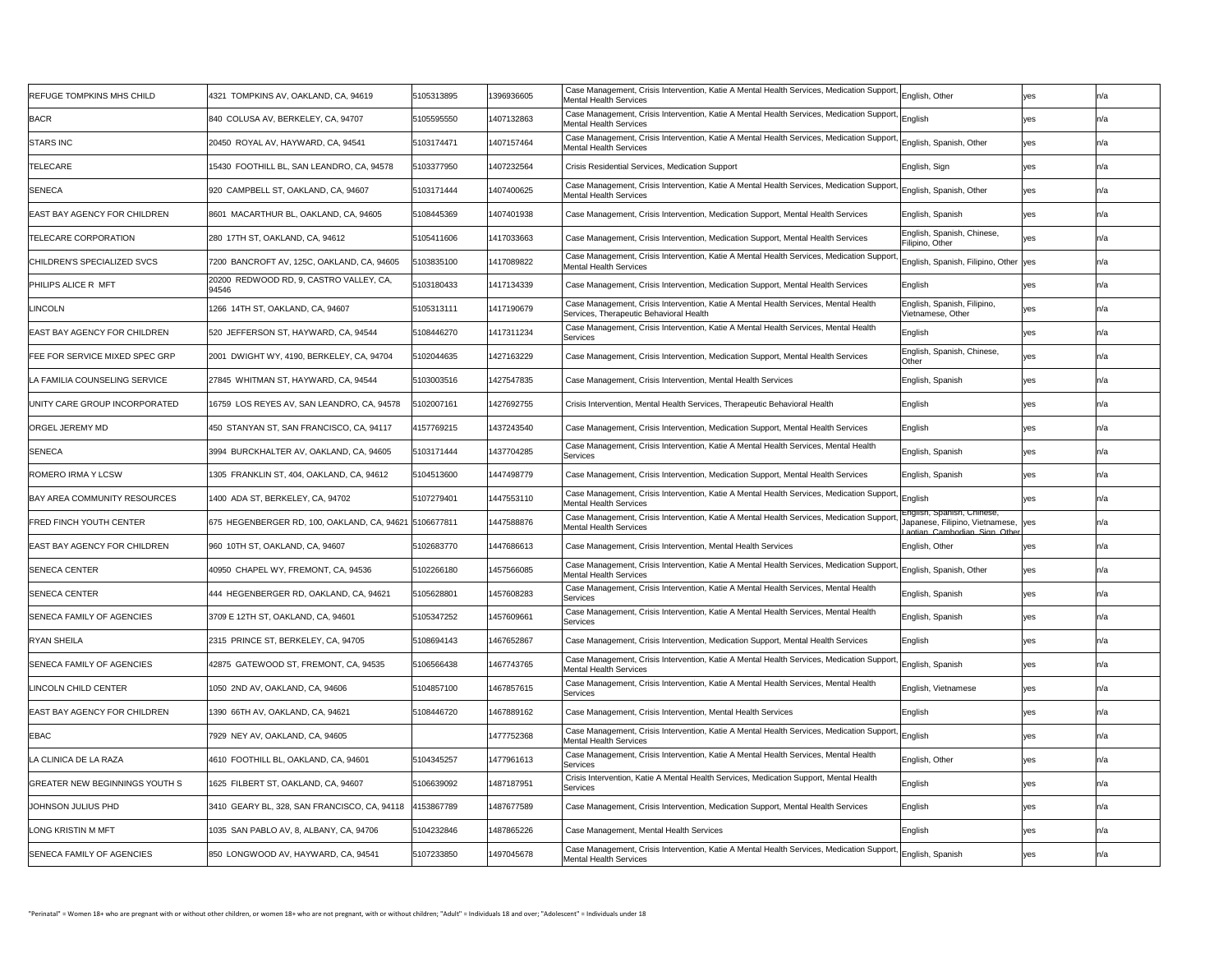| | | | | | | | |
|---|---|---|---|---|---|---|---|
| REFUGE TOMPKINS MHS CHILD | 4321 TOMPKINS AV, OAKLAND, CA, 94619 | 5105313895 | 1396936605 | Case Management, Crisis Intervention, Katie A Mental Health Services, Medication Support, Mental Health Services | English, Other | yes | n/a |
| BACR | 840 COLUSA AV, BERKELEY, CA, 94707 | 5105595550 | 1407132863 | Case Management, Crisis Intervention, Katie A Mental Health Services, Medication Support, Mental Health Services | English | yes | n/a |
| STARS INC | 20450 ROYAL AV, HAYWARD, CA, 94541 | 5103174471 | 1407157464 | Case Management, Crisis Intervention, Katie A Mental Health Services, Medication Support, Mental Health Services | English, Spanish, Other | yes | n/a |
| TELECARE | 15430 FOOTHILL BL, SAN LEANDRO, CA, 94578 | 5103377950 | 1407232564 | Crisis Residential Services, Medication Support | English, Sign | yes | n/a |
| SENECA | 920 CAMPBELL ST, OAKLAND, CA, 94607 | 5103171444 | 1407400625 | Case Management, Crisis Intervention, Katie A Mental Health Services, Medication Support, Mental Health Services | English, Spanish, Other | yes | n/a |
| EAST BAY AGENCY FOR CHILDREN | 8601 MACARTHUR BL, OAKLAND, CA, 94605 | 5108445369 | 1407401938 | Case Management, Crisis Intervention, Medication Support, Mental Health Services | English, Spanish | yes | n/a |
| TELECARE CORPORATION | 280 17TH ST, OAKLAND, CA, 94612 | 5105411606 | 1417033663 | Case Management, Crisis Intervention, Medication Support, Mental Health Services | English, Spanish, Chinese, Filipino, Other | yes | n/a |
| CHILDREN'S SPECIALIZED SVCS | 7200 BANCROFT AV, 125C, OAKLAND, CA, 94605 | 5103835100 | 1417089822 | Case Management, Crisis Intervention, Katie A Mental Health Services, Medication Support, Mental Health Services | English, Spanish, Filipino, Other | yes | n/a |
| PHILIPS ALICE R MFT | 20200 REDWOOD RD, 9, CASTRO VALLEY, CA, 94546 | 5103180433 | 1417134339 | Case Management, Crisis Intervention, Medication Support, Mental Health Services | English | yes | n/a |
| LINCOLN | 1266 14TH ST, OAKLAND, CA, 94607 | 5105313111 | 1417190679 | Case Management, Crisis Intervention, Katie A Mental Health Services, Mental Health Services, Therapeutic Behavioral Health | English, Spanish, Filipino, Vietnamese, Other | yes | n/a |
| EAST BAY AGENCY FOR CHILDREN | 520 JEFFERSON ST, HAYWARD, CA, 94544 | 5108446270 | 1417311234 | Case Management, Crisis Intervention, Katie A Mental Health Services, Mental Health Services | English | yes | n/a |
| FEE FOR SERVICE MIXED SPEC GRP | 2001 DWIGHT WY, 4190, BERKELEY, CA, 94704 | 5102044635 | 1427163229 | Case Management, Crisis Intervention, Medication Support, Mental Health Services | English, Spanish, Chinese, Other | yes | n/a |
| LA FAMILIA COUNSELING SERVICE | 27845 WHITMAN ST, HAYWARD, CA, 94544 | 5103003516 | 1427547835 | Case Management, Crisis Intervention, Mental Health Services | English, Spanish | yes | n/a |
| UNITY CARE GROUP INCORPORATED | 16759 LOS REYES AV, SAN LEANDRO, CA, 94578 | 5102007161 | 1427692755 | Crisis Intervention, Mental Health Services, Therapeutic Behavioral Health | English | yes | n/a |
| ORGEL JEREMY MD | 450 STANYAN ST, SAN FRANCISCO, CA, 94117 | 4157769215 | 1437243540 | Case Management, Crisis Intervention, Medication Support, Mental Health Services | English | yes | n/a |
| SENECA | 3994 BURCKHALTER AV, OAKLAND, CA, 94605 | 5103171444 | 1437704285 | Case Management, Crisis Intervention, Katie A Mental Health Services, Mental Health Services | English, Spanish | yes | n/a |
| ROMERO IRMA Y LCSW | 1305 FRANKLIN ST, 404, OAKLAND, CA, 94612 | 5104513600 | 1447498779 | Case Management, Crisis Intervention, Medication Support, Mental Health Services | English, Spanish | yes | n/a |
| BAY AREA COMMUNITY RESOURCES | 1400 ADA ST, BERKELEY, CA, 94702 | 5107279401 | 1447553110 | Case Management, Crisis Intervention, Katie A Mental Health Services, Medication Support, Mental Health Services | English | yes | n/a |
| FRED FINCH YOUTH CENTER | 675 HEGENBERGER RD, 100, OAKLAND, CA, 94621 | 5106677811 | 1447588876 | Case Management, Crisis Intervention, Katie A Mental Health Services, Medication Support, Mental Health Services | English, Spanish, Chinese, Japanese, Filipino, Vietnamese, Laotian, Cambodian, Sign, Other | yes | n/a |
| EAST BAY AGENCY FOR CHILDREN | 960 10TH ST, OAKLAND, CA, 94607 | 5102683770 | 1447686613 | Case Management, Crisis Intervention, Mental Health Services | English, Other | yes | n/a |
| SENECA CENTER | 40950 CHAPEL WY, FREMONT, CA, 94536 | 5102266180 | 1457566085 | Case Management, Crisis Intervention, Katie A Mental Health Services, Medication Support, Mental Health Services | English, Spanish, Other | yes | n/a |
| SENECA CENTER | 444 HEGENBERGER RD, OAKLAND, CA, 94621 | 5105628801 | 1457608283 | Case Management, Crisis Intervention, Katie A Mental Health Services, Mental Health Services | English, Spanish | yes | n/a |
| SENECA FAMILY OF AGENCIES | 3709 E 12TH ST, OAKLAND, CA, 94601 | 5105347252 | 1457609661 | Case Management, Crisis Intervention, Katie A Mental Health Services, Mental Health Services | English, Spanish | yes | n/a |
| RYAN SHEILA | 2315 PRINCE ST, BERKELEY, CA, 94705 | 5108694143 | 1467652867 | Case Management, Crisis Intervention, Medication Support, Mental Health Services | English | yes | n/a |
| SENECA FAMILY OF AGENCIES | 42875 GATEWOOD ST, FREMONT, CA, 94535 | 5106566438 | 1467743765 | Case Management, Crisis Intervention, Katie A Mental Health Services, Medication Support, Mental Health Services | English, Spanish | yes | n/a |
| LINCOLN CHILD CENTER | 1050 2ND AV, OAKLAND, CA, 94606 | 5104857100 | 1467857615 | Case Management, Crisis Intervention, Katie A Mental Health Services, Mental Health Services | English, Vietnamese | yes | n/a |
| EAST BAY AGENCY FOR CHILDREN | 1390 66TH AV, OAKLAND, CA, 94621 | 5108446720 | 1467889162 | Case Management, Crisis Intervention, Mental Health Services | English | yes | n/a |
| EBAC | 7929 NEY AV, OAKLAND, CA, 94605 | | 1477752368 | Case Management, Crisis Intervention, Katie A Mental Health Services, Medication Support, Mental Health Services | English | yes | n/a |
| LA CLINICA DE LA RAZA | 4610 FOOTHILL BL, OAKLAND, CA, 94601 | 5104345257 | 1477961613 | Case Management, Crisis Intervention, Katie A Mental Health Services, Mental Health Services | English, Other | yes | n/a |
| GREATER NEW BEGINNINGS YOUTH S | 1625 FILBERT ST, OAKLAND, CA, 94607 | 5106639092 | 1487187951 | Crisis Intervention, Katie A Mental Health Services, Medication Support, Mental Health Services | English | yes | n/a |
| JOHNSON JULIUS PHD | 3410 GEARY BL, 328, SAN FRANCISCO, CA, 94118 | 4153867789 | 1487677589 | Case Management, Crisis Intervention, Medication Support, Mental Health Services | English | yes | n/a |
| LONG KRISTIN M MFT | 1035 SAN PABLO AV, 8, ALBANY, CA, 94706 | 5104232846 | 1487865226 | Case Management, Mental Health Services | English | yes | n/a |
| SENECA FAMILY OF AGENCIES | 850 LONGWOOD AV, HAYWARD, CA, 94541 | 5107233850 | 1497045678 | Case Management, Crisis Intervention, Katie A Mental Health Services, Medication Support, Mental Health Services | English, Spanish | yes | n/a |

"Perinatal" = Women 18+ who are pregnant with or without other children, or women 18+ who are not pregnant, with or without children; "Adult" = Individuals 18 and over; "Adolescent" = Individuals under 18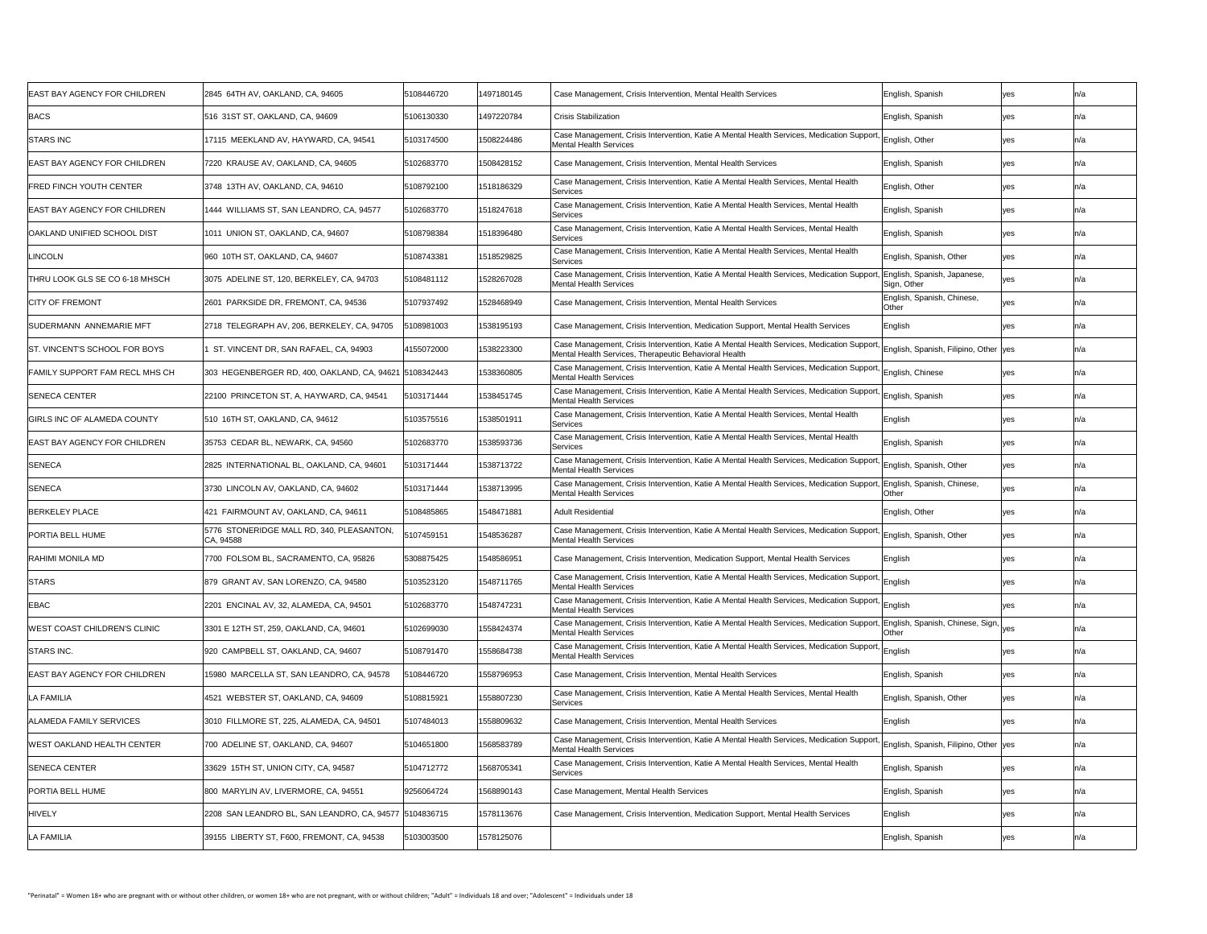| | | | | | | | |
|---|---|---|---|---|---|---|---|
| EAST BAY AGENCY FOR CHILDREN | 2845 64TH AV, OAKLAND, CA, 94605 | 5108446720 | 1497180145 | Case Management, Crisis Intervention, Mental Health Services | English, Spanish | yes | n/a |
| BACS | 516 31ST ST, OAKLAND, CA, 94609 | 5106130330 | 1497220784 | Crisis Stabilization | English, Spanish | yes | n/a |
| STARS INC | 17115 MEEKLAND AV, HAYWARD, CA, 94541 | 5103174500 | 1508224486 | Case Management, Crisis Intervention, Katie A Mental Health Services, Medication Support, Mental Health Services | English, Other | yes | n/a |
| EAST BAY AGENCY FOR CHILDREN | 7220 KRAUSE AV, OAKLAND, CA, 94605 | 5102683770 | 1508428152 | Case Management, Crisis Intervention, Mental Health Services | English, Spanish | yes | n/a |
| FRED FINCH YOUTH CENTER | 3748 13TH AV, OAKLAND, CA, 94610 | 5108792100 | 1518186329 | Case Management, Crisis Intervention, Katie A Mental Health Services, Mental Health Services | English, Other | yes | n/a |
| EAST BAY AGENCY FOR CHILDREN | 1444 WILLIAMS ST, SAN LEANDRO, CA, 94577 | 5102683770 | 1518247618 | Case Management, Crisis Intervention, Katie A Mental Health Services, Mental Health Services | English, Spanish | yes | n/a |
| OAKLAND UNIFIED SCHOOL DIST | 1011 UNION ST, OAKLAND, CA, 94607 | 5108798384 | 1518396480 | Case Management, Crisis Intervention, Katie A Mental Health Services, Mental Health Services | English, Spanish | yes | n/a |
| LINCOLN | 960 10TH ST, OAKLAND, CA, 94607 | 5108743381 | 1518529825 | Case Management, Crisis Intervention, Katie A Mental Health Services, Mental Health Services | English, Spanish, Other | yes | n/a |
| THRU LOOK GLS SE CO 6-18 MHSCH | 3075 ADELINE ST, 120, BERKELEY, CA, 94703 | 5108481112 | 1528267028 | Case Management, Crisis Intervention, Katie A Mental Health Services, Medication Support, Mental Health Services | English, Spanish, Japanese, Sign, Other | yes | n/a |
| CITY OF FREMONT | 2601 PARKSIDE DR, FREMONT, CA, 94536 | 5107937492 | 1528468949 | Case Management, Crisis Intervention, Mental Health Services | English, Spanish, Chinese, Other | yes | n/a |
| SUDERMANN ANNEMARIE MFT | 2718 TELEGRAPH AV, 206, BERKELEY, CA, 94705 | 5108981003 | 1538195193 | Case Management, Crisis Intervention, Medication Support, Mental Health Services | English | yes | n/a |
| ST. VINCENT'S SCHOOL FOR BOYS | 1 ST. VINCENT DR, SAN RAFAEL, CA, 94903 | 4155072000 | 1538223300 | Case Management, Crisis Intervention, Katie A Mental Health Services, Medication Support, Mental Health Services, Therapeutic Behavioral Health | English, Spanish, Filipino, Other | yes | n/a |
| FAMILY SUPPORT FAM RECL MHS CH | 303 HEGENBERGER RD, 400, OAKLAND, CA, 94621 | 5108342443 | 1538360805 | Case Management, Crisis Intervention, Katie A Mental Health Services, Medication Support, Mental Health Services | English, Chinese | yes | n/a |
| SENECA CENTER | 22100 PRINCETON ST, A, HAYWARD, CA, 94541 | 5103171444 | 1538451745 | Case Management, Crisis Intervention, Katie A Mental Health Services, Medication Support, Mental Health Services | English, Spanish | yes | n/a |
| GIRLS INC OF ALAMEDA COUNTY | 510 16TH ST, OAKLAND, CA, 94612 | 5103575516 | 1538501911 | Case Management, Crisis Intervention, Katie A Mental Health Services, Mental Health Services | English | yes | n/a |
| EAST BAY AGENCY FOR CHILDREN | 35753 CEDAR BL, NEWARK, CA, 94560 | 5102683770 | 1538593736 | Case Management, Crisis Intervention, Katie A Mental Health Services, Mental Health Services | English, Spanish | yes | n/a |
| SENECA | 2825 INTERNATIONAL BL, OAKLAND, CA, 94601 | 5103171444 | 1538713722 | Case Management, Crisis Intervention, Katie A Mental Health Services, Medication Support, Mental Health Services | English, Spanish, Other | yes | n/a |
| SENECA | 3730 LINCOLN AV, OAKLAND, CA, 94602 | 5103171444 | 1538713995 | Case Management, Crisis Intervention, Katie A Mental Health Services, Medication Support, Mental Health Services | English, Spanish, Chinese, Other | yes | n/a |
| BERKELEY PLACE | 421 FAIRMOUNT AV, OAKLAND, CA, 94611 | 5108485865 | 1548471881 | Adult Residential | English, Other | yes | n/a |
| PORTIA BELL HUME | 5776 STONERIDGE MALL RD, 340, PLEASANTON, CA, 94588 | 5107459151 | 1548536287 | Case Management, Crisis Intervention, Katie A Mental Health Services, Medication Support, Mental Health Services | English, Spanish, Other | yes | n/a |
| RAHIMI MONILA MD | 7700 FOLSOM BL, SACRAMENTO, CA, 95826 | 5308875425 | 1548586951 | Case Management, Crisis Intervention, Medication Support, Mental Health Services | English | yes | n/a |
| STARS | 879 GRANT AV, SAN LORENZO, CA, 94580 | 5103523120 | 1548711765 | Case Management, Crisis Intervention, Katie A Mental Health Services, Medication Support, Mental Health Services | English | yes | n/a |
| EBAC | 2201 ENCINAL AV, 32, ALAMEDA, CA, 94501 | 5102683770 | 1548747231 | Case Management, Crisis Intervention, Katie A Mental Health Services, Medication Support, Mental Health Services | English | yes | n/a |
| WEST COAST CHILDREN'S CLINIC | 3301 E 12TH ST, 259, OAKLAND, CA, 94601 | 5102699030 | 1558424374 | Case Management, Crisis Intervention, Katie A Mental Health Services, Medication Support, Mental Health Services | English, Spanish, Chinese, Sign, Other | yes | n/a |
| STARS INC. | 920 CAMPBELL ST, OAKLAND, CA, 94607 | 5108791470 | 1558684738 | Case Management, Crisis Intervention, Katie A Mental Health Services, Medication Support, Mental Health Services | English | yes | n/a |
| EAST BAY AGENCY FOR CHILDREN | 15980 MARCELLA ST, SAN LEANDRO, CA, 94578 | 5108446720 | 1558796953 | Case Management, Crisis Intervention, Mental Health Services | English, Spanish | yes | n/a |
| LA FAMILIA | 4521 WEBSTER ST, OAKLAND, CA, 94609 | 5108815921 | 1558807230 | Case Management, Crisis Intervention, Katie A Mental Health Services, Mental Health Services | English, Spanish, Other | yes | n/a |
| ALAMEDA FAMILY SERVICES | 3010 FILLMORE ST, 225, ALAMEDA, CA, 94501 | 5107484013 | 1558809632 | Case Management, Crisis Intervention, Mental Health Services | English | yes | n/a |
| WEST OAKLAND HEALTH CENTER | 700 ADELINE ST, OAKLAND, CA, 94607 | 5104651800 | 1568583789 | Case Management, Crisis Intervention, Katie A Mental Health Services, Medication Support, Mental Health Services | English, Spanish, Filipino, Other | yes | n/a |
| SENECA CENTER | 33629 15TH ST, UNION CITY, CA, 94587 | 5104712772 | 1568705341 | Case Management, Crisis Intervention, Katie A Mental Health Services, Mental Health Services | English, Spanish | yes | n/a |
| PORTIA BELL HUME | 800 MARYLIN AV, LIVERMORE, CA, 94551 | 9256064724 | 1568890143 | Case Management, Mental Health Services | English, Spanish | yes | n/a |
| HIVELY | 2208 SAN LEANDRO BL, SAN LEANDRO, CA, 94577 | 5104836715 | 1578113676 | Case Management, Crisis Intervention, Medication Support, Mental Health Services | English | yes | n/a |
| LA FAMILIA | 39155 LIBERTY ST, F600, FREMONT, CA, 94538 | 5103003500 | 1578125076 | | English, Spanish | yes | n/a |

"Perinatal" = Women 18+ who are pregnant with or without other children, or women 18+ who are not pregnant, with or without children; "Adult" = Individuals 18 and over; "Adolescent" = Individuals under 18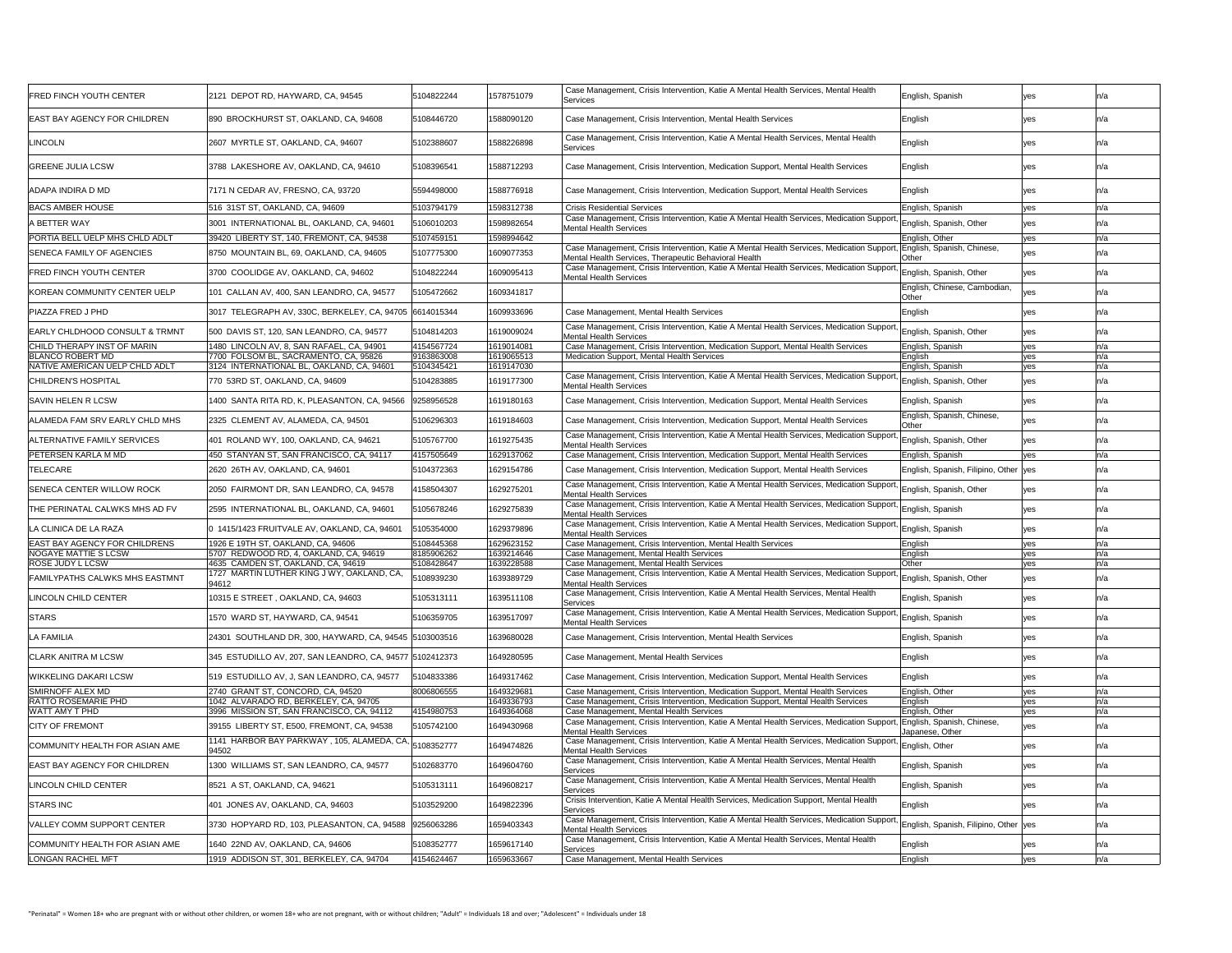| | | | | | | | |
|---|---|---|---|---|---|---|---|
| FRED FINCH YOUTH CENTER | 2121 DEPOT RD, HAYWARD, CA, 94545 | 5104822244 | 1578751079 | Case Management, Crisis Intervention, Katie A Mental Health Services, Mental Health Services | English, Spanish | yes | n/a |
| EAST BAY AGENCY FOR CHILDREN | 890 BROCKHURST ST, OAKLAND, CA, 94608 | 5108446720 | 1588090120 | Case Management, Crisis Intervention, Mental Health Services | English | yes | n/a |
| LINCOLN | 2607 MYRTLE ST, OAKLAND, CA, 94607 | 5102388607 | 1588226898 | Case Management, Crisis Intervention, Katie A Mental Health Services, Mental Health Services | English | yes | n/a |
| GREENE JULIA LCSW | 3788 LAKESHORE AV, OAKLAND, CA, 94610 | 5108396541 | 1588712293 | Case Management, Crisis Intervention, Medication Support, Mental Health Services | English | yes | n/a |
| ADAPA INDIRA D MD | 7171 N CEDAR AV, FRESNO, CA, 93720 | 5594498000 | 1588776918 | Case Management, Crisis Intervention, Medication Support, Mental Health Services | English | yes | n/a |
| BACS AMBER HOUSE | 516 31ST ST, OAKLAND, CA, 94609 | 5103794179 | 1598312738 | Crisis Residential Services | English, Spanish | yes | n/a |
| A BETTER WAY | 3001 INTERNATIONAL BL, OAKLAND, CA, 94601 | 5106010203 | 1598982654 | Case Management, Crisis Intervention, Katie A Mental Health Services, Medication Support, Mental Health Services | English, Spanish, Other | yes | n/a |
| PORTIA BELL UELP MHS CHLD ADLT | 39420 LIBERTY ST, 140, FREMONT, CA, 94538 | 5107459151 | 1598994642 | | English, Other | yes | n/a |
| SENECA FAMILY OF AGENCIES | 8750 MOUNTAIN BL, 69, OAKLAND, CA, 94605 | 5107775300 | 1609077353 | Case Management, Crisis Intervention, Katie A Mental Health Services, Medication Support, Mental Health Services, Therapeutic Behavioral Health | English, Spanish, Chinese, Other | yes | n/a |
| FRED FINCH YOUTH CENTER | 3700 COOLIDGE AV, OAKLAND, CA, 94602 | 5104822244 | 1609095413 | Case Management, Crisis Intervention, Katie A Mental Health Services, Medication Support, Mental Health Services | English, Spanish, Other | yes | n/a |
| KOREAN COMMUNITY CENTER UELP | 101 CALLAN AV, 400, SAN LEANDRO, CA, 94577 | 5105472662 | 1609341817 | | English, Chinese, Cambodian, Other | yes | n/a |
| PIAZZA FRED J PHD | 3017 TELEGRAPH AV, 330C, BERKELEY, CA, 94705 | 6614015344 | 1609933696 | Case Management, Mental Health Services | English | yes | n/a |
| EARLY CHLDHOOD CONSULT & TRMNT | 500 DAVIS ST, 120, SAN LEANDRO, CA, 94577 | 5104814203 | 1619009024 | Case Management, Crisis Intervention, Katie A Mental Health Services, Medication Support, Mental Health Services | English, Spanish, Other | yes | n/a |
| CHILD THERAPY INST OF MARIN | 1480 LINCOLN AV, 8, SAN RAFAEL, CA, 94901 | 4154567724 | 1619014081 | Case Management, Crisis Intervention, Medication Support, Mental Health Services | English, Spanish | yes | n/a |
| BLANCO ROBERT MD | 7700 FOLSOM BL, SACRAMENTO, CA, 95826 | 9163863008 | 1619065513 | Medication Support, Mental Health Services | English | yes | n/a |
| NATIVE AMERICAN UELP CHLD ADLT | 3124 INTERNATIONAL BL, OAKLAND, CA, 94601 | 5104345421 | 1619147030 | | English, Spanish | yes | n/a |
| CHILDREN'S HOSPITAL | 770 53RD ST, OAKLAND, CA, 94609 | 5104283885 | 1619177300 | Case Management, Crisis Intervention, Katie A Mental Health Services, Medication Support, Mental Health Services | English, Spanish, Other | yes | n/a |
| SAVIN HELEN R LCSW | 1400 SANTA RITA RD, K, PLEASANTON, CA, 94566 | 9258956528 | 1619180163 | Case Management, Crisis Intervention, Medication Support, Mental Health Services | English, Spanish | yes | n/a |
| ALAMEDA FAM SRV EARLY CHLD MHS | 2325 CLEMENT AV, ALAMEDA, CA, 94501 | 5106296303 | 1619184603 | Case Management, Crisis Intervention, Medication Support, Mental Health Services | English, Spanish, Chinese, Other | yes | n/a |
| ALTERNATIVE FAMILY SERVICES | 401 ROLAND WY, 100, OAKLAND, CA, 94621 | 5105767700 | 1619275435 | Case Management, Crisis Intervention, Katie A Mental Health Services, Medication Support, Mental Health Services | English, Spanish, Other | yes | n/a |
| PETERSEN KARLA M MD | 450 STANYAN ST, SAN FRANCISCO, CA, 94117 | 4157505649 | 1629137062 | Case Management, Crisis Intervention, Medication Support, Mental Health Services | English, Spanish | yes | n/a |
| TELECARE | 2620 26TH AV, OAKLAND, CA, 94601 | 5104372363 | 1629154786 | Case Management, Crisis Intervention, Medication Support, Mental Health Services | English, Spanish, Filipino, Other | yes | n/a |
| SENECA CENTER WILLOW ROCK | 2050 FAIRMONT DR, SAN LEANDRO, CA, 94578 | 4158504307 | 1629275201 | Case Management, Crisis Intervention, Katie A Mental Health Services, Medication Support, Mental Health Services | English, Spanish, Other | yes | n/a |
| THE PERINATAL CALWKS MHS AD FV | 2595 INTERNATIONAL BL, OAKLAND, CA, 94601 | 5105678246 | 1629275839 | Case Management, Crisis Intervention, Katie A Mental Health Services, Medication Support, Mental Health Services | English, Spanish | yes | n/a |
| LA CLINICA DE LA RAZA | 0 1415/1423 FRUITVALE AV, OAKLAND, CA, 94601 | 5105354000 | 1629379896 | Case Management, Crisis Intervention, Katie A Mental Health Services, Medication Support, Mental Health Services | English, Spanish | yes | n/a |
| EAST BAY AGENCY FOR CHILDRENS | 1926 E 19TH ST, OAKLAND, CA, 94606 | 5108445368 | 1629623152 | Case Management, Crisis Intervention, Mental Health Services | English | yes | n/a |
| NOGAYE MATTIE S LCSW | 5707 REDWOOD RD, 4, OAKLAND, CA, 94619 | 8185906262 | 1639214646 | Case Management, Mental Health Services | English | yes | n/a |
| ROSE JUDY L LCSW | 4635 CAMDEN ST, OAKLAND, CA, 94619 | 5108428647 | 1639228588 | Case Management, Mental Health Services | Other | yes | n/a |
| FAMILYPATHS CALWKS MHS EASTMNT | 1727 MARTIN LUTHER KING J WY, OAKLAND, CA, 94612 | 5108939230 | 1639389729 | Case Management, Crisis Intervention, Katie A Mental Health Services, Medication Support, Mental Health Services | English, Spanish, Other | yes | n/a |
| LINCOLN CHILD CENTER | 10315 E STREET , OAKLAND, CA, 94603 | 5105313111 | 1639511108 | Case Management, Crisis Intervention, Katie A Mental Health Services, Mental Health Services | English, Spanish | yes | n/a |
| STARS | 1570 WARD ST, HAYWARD, CA, 94541 | 5106359705 | 1639517097 | Case Management, Crisis Intervention, Katie A Mental Health Services, Medication Support, Mental Health Services | English, Spanish | yes | n/a |
| LA FAMILIA | 24301 SOUTHLAND DR, 300, HAYWARD, CA, 94545 | 5103003516 | 1639680028 | Case Management, Crisis Intervention, Mental Health Services | English, Spanish | yes | n/a |
| CLARK ANITRA M LCSW | 345 ESTUDILLO AV, 207, SAN LEANDRO, CA, 94577 | 5102412373 | 1649280595 | Case Management, Mental Health Services | English | yes | n/a |
| WIKKELING DAKARI LCSW | 519 ESTUDILLO AV, J, SAN LEANDRO, CA, 94577 | 5104833386 | 1649317462 | Case Management, Crisis Intervention, Medication Support, Mental Health Services | English | yes | n/a |
| SMIRNOFF ALEX MD | 2740 GRANT ST, CONCORD, CA, 94520 | 8006806555 | 1649329681 | Case Management, Crisis Intervention, Medication Support, Mental Health Services | English, Other | yes | n/a |
| RATTO ROSEMARIE PHD | 1042 ALVARADO RD, BERKELEY, CA, 94705 | | 1649336793 | Case Management, Crisis Intervention, Medication Support, Mental Health Services | English | yes | n/a |
| WATT AMY T PHD | 3996 MISSION ST, SAN FRANCISCO, CA, 94112 | 4154980753 | 1649364068 | Case Management, Mental Health Services | English, Other | yes | n/a |
| CITY OF FREMONT | 39155 LIBERTY ST, E500, FREMONT, CA, 94538 | 5105742100 | 1649430968 | Case Management, Crisis Intervention, Katie A Mental Health Services, Medication Support, Mental Health Services | English, Spanish, Chinese, Japanese, Other | yes | n/a |
| COMMUNITY HEALTH FOR ASIAN AME | 1141 HARBOR BAY PARKWAY , 105, ALAMEDA, CA, 94502 | 5108352777 | 1649474826 | Case Management, Crisis Intervention, Katie A Mental Health Services, Medication Support, Mental Health Services | English, Other | yes | n/a |
| EAST BAY AGENCY FOR CHILDREN | 1300 WILLIAMS ST, SAN LEANDRO, CA, 94577 | 5102683770 | 1649604760 | Case Management, Crisis Intervention, Katie A Mental Health Services, Mental Health Services | English, Spanish | yes | n/a |
| LINCOLN CHILD CENTER | 8521 A ST, OAKLAND, CA, 94621 | 5105313111 | 1649608217 | Case Management, Crisis Intervention, Katie A Mental Health Services, Mental Health Services | English, Spanish | yes | n/a |
| STARS INC | 401 JONES AV, OAKLAND, CA, 94603 | 5103529200 | 1649822396 | Crisis Intervention, Katie A Mental Health Services, Medication Support, Mental Health Services | English | yes | n/a |
| VALLEY COMM SUPPORT CENTER | 3730 HOPYARD RD, 103, PLEASANTON, CA, 94588 | 9256063286 | 1659403343 | Case Management, Crisis Intervention, Katie A Mental Health Services, Medication Support, Mental Health Services | English, Spanish, Filipino, Other | yes | n/a |
| COMMUNITY HEALTH FOR ASIAN AME | 1640 22ND AV, OAKLAND, CA, 94606 | 5108352777 | 1659617140 | Case Management, Crisis Intervention, Katie A Mental Health Services, Mental Health Services | English | yes | n/a |
| LONGAN RACHEL MFT | 1919 ADDISON ST, 301, BERKELEY, CA, 94704 | 4154624467 | 1659633667 | Case Management, Mental Health Services | English | yes | n/a |

"Perinatal" = Women 18+ who are pregnant with or without other children, or women 18+ who are not pregnant, with or without children; "Adult" = Individuals 18 and over; "Adolescent" = Individuals under 18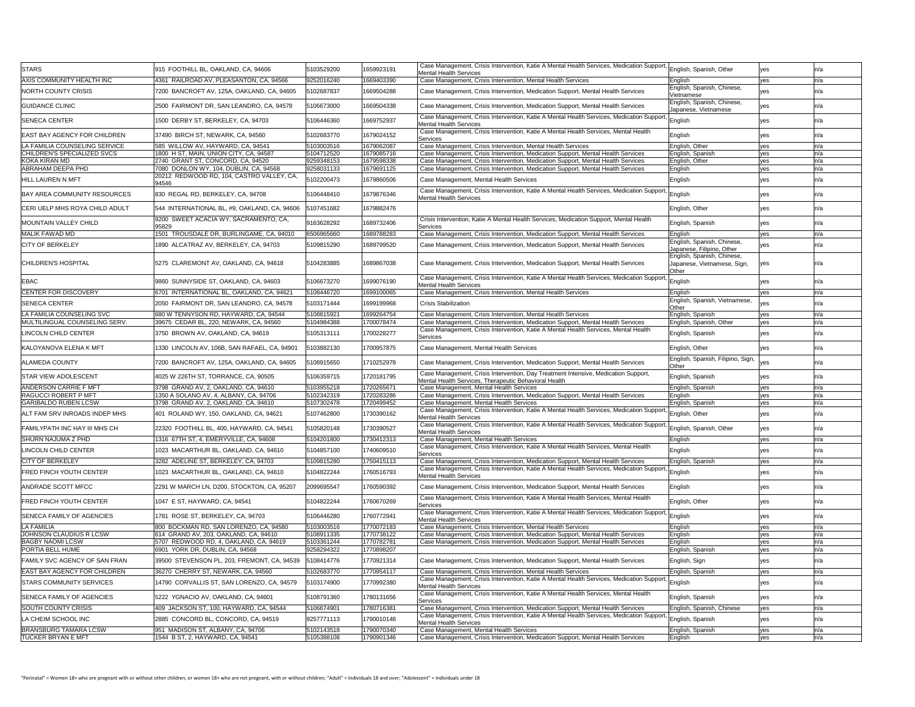| | | | | | | | |
|---|---|---|---|---|---|---|---|
| STARS | 915 FOOTHILL BL, OAKLAND, CA, 94606 | 5103529200 | 1659923191 | Case Management, Crisis Intervention, Katie A Mental Health Services, Medication Support, Mental Health Services | English, Spanish, Other | yes | n/a |
| AXIS COMMUNITY HEALTH INC | 4361 RAILROAD AV, PLEASANTON, CA, 94566 | 9252016240 | 1669403390 | Case Management, Crisis Intervention, Mental Health Services | English | yes | n/a |
| NORTH COUNTY CRISIS | 7200 BANCROFT AV, 125A, OAKLAND, CA, 94605 | 5102687837 | 1669504288 | Case Management, Crisis Intervention, Medication Support, Mental Health Services | English, Spanish, Chinese, Vietnamese | yes | n/a |
| GUIDANCE CLINIC | 2500 FAIRMONT DR, SAN LEANDRO, CA, 94578 | 5106673000 | 1669504338 | Case Management, Crisis Intervention, Medication Support, Mental Health Services | English, Spanish, Chinese, Japanese, Vietnamese | yes | n/a |
| SENECA CENTER | 1500 DERBY ST, BERKELEY, CA, 94703 | 5106446360 | 1669752937 | Case Management, Crisis Intervention, Katie A Mental Health Services, Medication Support, Mental Health Services | English | yes | n/a |
| EAST BAY AGENCY FOR CHILDREN | 37490 BIRCH ST, NEWARK, CA, 94560 | 5102683770 | 1679024152 | Case Management, Crisis Intervention, Katie A Mental Health Services, Mental Health Services | English | yes | n/a |
| LA FAMILIA COUNSELING SERVICE | 585 WILLOW AV, HAYWARD, CA, 94541 | 5103003516 | 1679062087 | Case Management, Crisis Intervention, Mental Health Services | English, Other | yes | n/a |
| CHILDREN'S SPECIALIZED SVCS | 1800 H ST, MAIN, UNION CITY, CA, 94587 | 5104712520 | 1679085716 | Case Management, Crisis Intervention, Medication Support, Mental Health Services | English, Spanish | yes | n/a |
| KOKA KIRAN MD | 2740 GRANT ST, CONCORD, CA, 94520 | 9259348153 | 1679598338 | Case Management, Crisis Intervention, Medication Support, Mental Health Services | English, Other | yes | n/a |
| ABRAHAM DEEPA PHD | 7080 DONLON WY, 104, DUBLIN, CA, 94568 | 9258031133 | 1679691125 | Case Management, Crisis Intervention, Medication Support, Mental Health Services | English | yes | n/a |
| HILL LAUREN N MFT | 20212 REDWOOD RD, 104, CASTRO VALLEY, CA, 94546 | 5102200473 | 1679860506 | Case Management, Mental Health Services | English | yes | n/a |
| BAY AREA COMMUNITY RESOURCES | 830 REGAL RD, BERKELEY, CA, 94708 | 5106448410 | 1679876346 | Case Management, Crisis Intervention, Katie A Mental Health Services, Medication Support, Mental Health Services | English | yes | n/a |
| CERI UELP MHS ROYA CHILD ADULT | 544 INTERNATIONAL BL, #9, OAKLAND, CA, 94606 | 5107451682 | 1679882476 | | English, Other | yes | n/a |
| MOUNTAIN VALLEY CHILD | 9200 SWEET ACACIA WY, SACRAMENTO, CA, 95829 | 9163628292 | 1689732406 | Crisis Intervention, Katie A Mental Health Services, Medication Support, Mental Health Services | English, Spanish | yes | n/a |
| MALIK FAWAD MD | 1501 TROUSDALE DR, BURLINGAME, CA, 94010 | 6506965660 | 1689788283 | Case Management, Crisis Intervention, Medication Support, Mental Health Services | English | yes | n/a |
| CITY OF BERKELEY | 1890 ALCATRAZ AV, BERKELEY, CA, 94703 | 5109815290 | 1689799520 | Case Management, Crisis Intervention, Medication Support, Mental Health Services | English, Spanish, Chinese, Japanese, Filipino, Other | yes | n/a |
| CHILDREN'S HOSPITAL | 5275 CLAREMONT AV, OAKLAND, CA, 94618 | 5104283885 | 1689867038 | Case Management, Crisis Intervention, Medication Support, Mental Health Services | English, Spanish, Chinese, Japanese, Vietnamese, Sign, Other | yes | n/a |
| EBAC | 9860 SUNNYSIDE ST, OAKLAND, CA, 94603 | 5106673270 | 1699076190 | Case Management, Crisis Intervention, Katie A Mental Health Services, Medication Support, Mental Health Services | English | yes | n/a |
| CENTER FOR DISCOVERY | 6701 INTERNATIONAL BL, OAKLAND, CA, 94621 | 5108446720 | 1699100065 | Case Management, Crisis Intervention, Mental Health Services | English | yes | n/a |
| SENECA CENTER | 2050 FAIRMONT DR, SAN LEANDRO, CA, 94578 | 5103171444 | 1699199968 | Crisis Stabilization | English, Spanish, Vietnamese, Other | yes | n/a |
| LA FAMILIA COUNSELING SVC | 680 W TENNYSON RD, HAYWARD, CA, 94544 | 5108815921 | 1699264754 | Case Management, Crisis Intervention, Mental Health Services | English, Spanish | yes | n/a |
| MULTILINGUAL COUNSELING SERV. | 39675 CEDAR BL, 220, NEWARK, CA, 94560 | 5104984388 | 1700078474 | Case Management, Crisis Intervention, Medication Support, Mental Health Services | English, Spanish, Other | yes | n/a |
| LINCOLN CHILD CENTER | 3750 BROWN AV, OAKLAND, CA, 94619 | 5105313111 | 1700228277 | Case Management, Crisis Intervention, Katie A Mental Health Services, Mental Health Services | English, Spanish | yes | n/a |
| KALOYANOVA ELENA K MFT | 1330 LINCOLN AV, 106B, SAN RAFAEL, CA, 94901 | 5103882130 | 1700957875 | Case Management, Mental Health Services | English, Other | yes | n/a |
| ALAMEDA COUNTY | 7200 BANCROFT AV, 125A, OAKLAND, CA, 94605 | 5108915650 | 1710252978 | Case Management, Crisis Intervention, Medication Support, Mental Health Services | English, Spanish, Filipino, Sign, Other | yes | n/a |
| STAR VIEW ADOLESCENT | 4025 W 226TH ST, TORRANCE, CA, 90505 | 5106359715 | 1720181795 | Case Management, Crisis Intervention, Day Treatment Intensive, Medication Support, Mental Health Services, Therapeutic Behavioral Health | English, Spanish | yes | n/a |
| ANDERSON CARRIE F MFT | 3798 GRAND AV, 2, OAKLAND, CA, 94610 | 5103955218 | 1720265671 | Case Management, Mental Health Services | English, Spanish | yes | n/a |
| RAGUCCI ROBERT P MFT | 1350 A SOLANO AV, 4, ALBANY, CA, 94706 | 5102342319 | 1720283286 | Case Management, Crisis Intervention, Medication Support, Mental Health Services | English | yes | n/a |
| GARIBALDO RUBEN LCSW | 3798 GRAND AV, 2, OAKLAND, CA, 94610 | 5107302478 | 1720499452 | Case Management, Mental Health Services | English, Spanish | yes | n/a |
| ALT FAM SRV INROADS INDEP MHS | 401 ROLAND WY, 150, OAKLAND, CA, 94621 | 5107462800 | 1730390162 | Case Management, Crisis Intervention, Katie A Mental Health Services, Medication Support, Mental Health Services | English, Other | yes | n/a |
| FAMILYPATH INC HAY III MHS CH | 22320 FOOTHILL BL, 400, HAYWARD, CA, 94541 | 5105820148 | 1730390527 | Case Management, Crisis Intervention, Katie A Mental Health Services, Medication Support, Mental Health Services | English, Spanish, Other | yes | n/a |
| SHURN NAJUMA Z PHD | 1316 67TH ST, 4, EMERYVILLE, CA, 94608 | 5104201800 | 1730412313 | Case Management, Mental Health Services | English | yes | n/a |
| LINCOLN CHILD CENTER | 1023 MACARTHUR BL, OAKLAND, CA, 94610 | 5104857100 | 1740609510 | Case Management, Crisis Intervention, Katie A Mental Health Services, Mental Health Services | English | yes | n/a |
| CITY OF BERKELEY | 3282 ADELINE ST, BERKELEY, CA, 94703 | 5109815280 | 1750415113 | Case Management, Crisis Intervention, Medication Support, Mental Health Services | English, Spanish | yes | n/a |
| FRED FINCH YOUTH CENTER | 1023 MACARTHUR BL, OAKLAND, CA, 94610 | 5104822244 | 1760516793 | Case Management, Crisis Intervention, Katie A Mental Health Services, Medication Support, Mental Health Services | English | yes | n/a |
| ANDRADE SCOTT MFCC | 2291 W MARCH LN, D200, STOCKTON, CA, 95207 | 2099695547 | 1760590392 | Case Management, Crisis Intervention, Medication Support, Mental Health Services | English | yes | n/a |
| FRED FINCH YOUTH CENTER | 1047 E ST, HAYWARD, CA, 94541 | 5104822244 | 1760670269 | Case Management, Crisis Intervention, Katie A Mental Health Services, Mental Health Services | English, Other | yes | n/a |
| SENECA FAMILY OF AGENCIES | 1781 ROSE ST, BERKELEY, CA, 94703 | 5106446280 | 1760772941 | Case Management, Crisis Intervention, Katie A Mental Health Services, Medication Support, Mental Health Services | English | yes | n/a |
| LA FAMILIA | 800 BOCKMAN RD, SAN LORENZO, CA, 94580 | 5103003516 | 1770072183 | Case Management, Crisis Intervention, Mental Health Services | English | yes | n/a |
| JOHNSON CLAUDIUS R LCSW | 614 GRAND AV, 203, OAKLAND, CA, 94610 | 5108911335 | 1770738122 | Case Management, Crisis Intervention, Medication Support, Mental Health Services | English | yes | n/a |
| BAGBY NAOMI LCSW | 5707 REDWOOD RD, 4, OAKLAND, CA, 94619 | 5103361244 | 1770782781 | Case Management, Crisis Intervention, Medication Support, Mental Health Services | English | yes | n/a |
| PORTIA BELL HUME | 6901 YORK DR, DUBLIN, CA, 94568 | 9258294322 | 1770898207 | | English, Spanish | yes | n/a |
| FAMILY SVC AGENCY OF SAN FRAN | 39500 STEVENSON PL, 203, FREMONT, CA, 94539 | 5108414776 | 1770921314 | Case Management, Crisis Intervention, Medication Support, Mental Health Services | English, Sign | yes | n/a |
| EAST BAY AGENCY FOR CHILDREN | 36270 CHERRY ST, NEWARK, CA, 94560 | 5102683770 | 1770954117 | Case Management, Crisis Intervention, Mental Health Services | English, Spanish | yes | n/a |
| STARS COMMUNITY SERVICES | 14790 CORVALLIS ST, SAN LORENZO, CA, 94579 | 5103174900 | 1770992380 | Case Management, Crisis Intervention, Katie A Mental Health Services, Medication Support, Mental Health Services | English | yes | n/a |
| SENECA FAMILY OF AGENCIES | 5222 YGNACIO AV, OAKLAND, CA, 94601 | 5108791360 | 1780131656 | Case Management, Crisis Intervention, Katie A Mental Health Services, Mental Health Services | English, Spanish | yes | n/a |
| SOUTH COUNTY CRISIS | 409 JACKSON ST, 100, HAYWARD, CA, 94544 | 5106674901 | 1780716381 | Case Management, Crisis Intervention, Medication Support, Mental Health Services | English, Spanish, Chinese | yes | n/a |
| LA CHEIM SCHOOL INC | 2885 CONCORD BL, CONCORD, CA, 94519 | 9257771113 | 1790010148 | Case Management, Crisis Intervention, Katie A Mental Health Services, Medication Support, Mental Health Services | English, Spanish | yes | n/a |
| BRANSBURG TAMARA LCSW | 951 MADISON ST, ALBANY, CA, 94706 | 5102143518 | 1790070340 | Case Management, Mental Health Services | English, Spanish | yes | n/a |
| TUCKER BRYAN E MFT | 1544 B ST, 2, HAYWARD, CA, 94541 | 5105388108 | 1790901346 | Case Management, Crisis Intervention, Medication Support, Mental Health Services | English | yes | n/a |

"Perinatal" = Women 18+ who are pregnant with or without other children, or women 18+ who are not pregnant, with or without children; "Adult" = Individuals 18 and over; "Adolescent" = Individuals under 18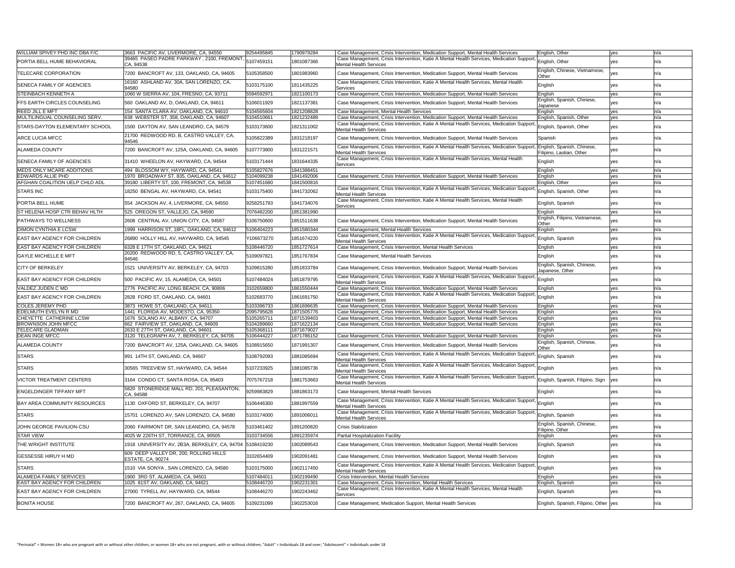| | | | | | | | |
|---|---|---|---|---|---|---|---|
| WILLIAM SPIVEY PHD INC DBA F/C | 3663 PACIFIC AV, LIVERMORE, CA, 94550 | 9254495845 | 1790979284 | Case Management, Crisis Intervention, Medication Support, Mental Health Services | English, Other | yes | n/a |
| PORTIA BELL HUME BEHAVIORAL | 39465 PASEO PADRE PARKWAY , 2100, FREMONT, CA, 94538 | 5107459151 | 1801087366 | Case Management, Crisis Intervention, Katie A Mental Health Services, Medication Support, Mental Health Services | English, Other | yes | n/a |
| TELECARE CORPORATION | 7200 BANCROFT AV, 133, OAKLAND, CA, 94605 | 5105358500 | 1801983960 | Case Management, Crisis Intervention, Medication Support, Mental Health Services | English, Chinese, Vietnamese, Other | yes | n/a |
| SENECA FAMILY OF AGENCIES | 16160 ASHLAND AV, 30A, SAN LORENZO, CA, 94580 | 5103175100 | 1811435225 | Case Management, Crisis Intervention, Katie A Mental Health Services, Mental Health Services | English | yes | n/a |
| STEINBACH KENNETH A | 1060 W SIERRA AV, 104, FRESNO, CA, 93711 | 5594592971 | 1821100173 | Case Management, Crisis Intervention, Medication Support, Mental Health Services | English | yes | n/a |
| FFS EARTH CIRCLES COUNSELING | 560 OAKLAND AV, D, OAKLAND, CA, 94611 | 5106011929 | 1821137381 | Case Management, Crisis Intervention, Medication Support, Mental Health Services | English, Spanish, Chinese, Japanese | yes | n/a |
| REED JILL E MFT | 154 SANTA CLARA AV, OAKLAND, CA, 94610 | 5104565604 | 1821208828 | Case Management, Mental Health Services | English | yes | n/a |
| MULTILINGUAL COUNSELING SERV. | 638 WEBSTER ST, 358, OAKLAND, CA, 94607 | 5104510661 | 1821232489 | Case Management, Crisis Intervention, Medication Support, Mental Health Services | English, Spanish, Other | yes | n/a |
| STARS-DAYTON ELEMENTARY SCHOOL | 1500 DAYTON AV, SAN LEANDRO, CA, 94579 | 5103173600 | 1821311002 | Case Management, Crisis Intervention, Katie A Mental Health Services, Medication Support, Mental Health Services | English, Spanish, Other | yes | n/a |
| ARCE LUCIA MFCC | 21700 REDWOOD RD, B, CASTRO VALLEY, CA, 94546 | 5105822389 | 1831218197 | Case Management, Crisis Intervention, Medication Support, Mental Health Services | Spanish | yes | n/a |
| ALAMEDA COUNTY | 7200 BANCROFT AV, 125A, OAKLAND, CA, 94605 | 5107773800 | 1831221571 | Case Management, Crisis Intervention, Katie A Mental Health Services, Medication Support, Mental Health Services | English, Spanish, Chinese, Filipino, Laotian, Other | yes | n/a |
| SENECA FAMILY OF AGENCIES | 31410 WHEELON AV, HAYWARD, CA, 94544 | 5103171444 | 1831644335 | Case Management, Crisis Intervention, Katie A Mental Health Services, Mental Health Services | English | yes | n/a |
| MEDS ONLY MCARE ADDITIONS | 494 BLOSSOM WY, HAYWARD, CA, 94541 | 5105827676 | 1841388451 | | English | yes | n/a |
| EDWARDS ALLIE PHD | 1970 BROADWAY ST, 835, OAKLAND, CA, 94612 | 5104099238 | 1841492006 | Case Management, Crisis Intervention, Medication Support, Mental Health Services | English | yes | n/a |
| AFGHAN COALITION UELP CHLD ADL | 39180 LIBERTY ST, 100, FREMONT, CA, 94538 | 5107451680 | 1841500816 | | English, Other | yes | n/a |
| STARS INC | 18250 BENGAL AV, HAYWARD, CA, 94541 | 5103175400 | 1841732062 | Case Management, Crisis Intervention, Katie A Mental Health Services, Medication Support, Mental Health Services | English, Spanish, Other | yes | n/a |
| PORTIA BELL HUME | 554 JACKSON AV, 4, LIVERMORE, CA, 94550 | 9258251793 | 1841734076 | Case Management, Crisis Intervention, Katie A Mental Health Services, Mental Health Services | English, Spanish | yes | n/a |
| ST HELENA HOSP CTR BEHAV HLTH | 525 OREGON ST, VALLEJO, CA, 94590 | 7076482200 | 1851381990 | | English | yes | n/a |
| PATHWAYS TO WELLNESS | 2608 CENTRAL AV, UNION CITY, CA, 94587 | 5106750600 | 1851511638 | Case Management, Crisis Intervention, Medication Support, Mental Health Services | English, Filipino, Vietnamese, Other | yes | n/a |
| DIMON CYNTHIA E LCSW | 1999 HARRISON ST, 18FL, OAKLAND, CA, 94612 | 5106404223 | 1851580344 | Case Management, Mental Health Services | English | yes | n/a |
| EAST BAY AGENCY FOR CHILDREN | 26890 HOLLY HILL AV, HAYWARD, CA, 94545 | Y106673270 | 1851674220 | Case Management, Crisis Intervention, Katie A Mental Health Services, Medication Support, Mental Health Services | English, Spanish | yes | n/a |
| EAST BAY AGENCY FOR CHILDREN | 6328 E 17TH ST, OAKLAND, CA, 94621 | 5108446720 | 1851727614 | Case Management, Crisis Intervention, Mental Health Services | English | yes | n/a |
| GAYLE MICHELLE E MFT | 20200 REDWOOD RD, 5, CASTRO VALLEY, CA, 94546 | 5109097821 | 1851767834 | Case Management, Mental Health Services | English | yes | n/a |
| CITY OF BERKELEY | 1521 UNIVERSITY AV, BERKELEY, CA, 94703 | 5109815280 | 1851833784 | Case Management, Crisis Intervention, Medication Support, Mental Health Services | English, Spanish, Chinese, Japanese, Other | yes | n/a |
| EAST BAY AGENCY FOR CHILDREN | 500 PACIFIC AV, 15, ALAMEDA, CA, 94501 | 5107484024 | 1851879795 | Case Management, Crisis Intervention, Katie A Mental Health Services, Medication Support, Mental Health Services | English | yes | n/a |
| VALDEZ JUDEN C MD | 2776 PACIFIC AV, LONG BEACH, CA, 90806 | 3102659800 | 1861550444 | Case Management, Crisis Intervention, Medication Support, Mental Health Services | English | yes | n/a |
| EAST BAY AGENCY FOR CHILDREN | 2828 FORD ST, OAKLAND, CA, 94601 | 5102683770 | 1861691750 | Case Management, Crisis Intervention, Katie A Mental Health Services, Medication Support, Mental Health Services | English | yes | n/a |
| COLES JEREMY PHD | 3873 HOWE ST, OAKLAND, CA, 94611 | 5103396733 | 1861696635 | Case Management, Crisis Intervention, Medication Support, Mental Health Services | English | yes | n/a |
| EDELMUTH EVELYN R MD | 1441 FLORIDA AV, MODESTO, CA, 95350 | 2095795628 | 1871505776 | Case Management, Crisis Intervention, Medication Support, Mental Health Services | English | yes | n/a |
| CHEYETTE CATHERINE LCSW | 1676 SOLANO AV, ALBANY, CA, 94707 | 5105265711 | 1871539403 | Case Management, Crisis Intervention, Medication Support, Mental Health Services | English | yes | n/a |
| BROWNSON JOHN MFCC | 662 FAIRVIEW ST, OAKLAND, CA, 94609 | 5104289660 | 1871622134 | Case Management, Crisis Intervention, Medication Support, Mental Health Services | English | yes | n/a |
| TELECARE GLADMAN | 2633 E 27TH ST, OAKLAND, CA, 94601 | 5105368111 | 1871679027 | | English | yes | n/a |
| DEAN INGE MFCC | 3120 TELEGRAPH AV, 7, BERKELEY, CA, 94705 | 5106444227 | 1871786152 | Case Management, Crisis Intervention, Medication Support, Mental Health Services | English | yes | n/a |
| ALAMEDA COUNTY | 7200 BANCROFT AV, 125A, OAKLAND, CA, 94605 | 5108915650 | 1871991307 | Case Management, Crisis Intervention, Medication Support, Mental Health Services | English, Spanish, Chinese, Other | yes | n/a |
| STARS | 991 14TH ST, OAKLAND, CA, 94607 | 5108792093 | 1881085694 | Case Management, Crisis Intervention, Katie A Mental Health Services, Medication Support, Mental Health Services | English, Spanish | yes | n/a |
| STARS | 30565 TREEVIEW ST, HAYWARD, CA, 94544 | 5107233925 | 1881085736 | Case Management, Crisis Intervention, Katie A Mental Health Services, Medication Support, Mental Health Services | English | yes | n/a |
| VICTOR TREATMENT CENTERS | 3164 CONDO CT, SANTA ROSA, CA, 95403 | 7075767218 | 1881753663 | Case Management, Crisis Intervention, Katie A Mental Health Services, Medication Support, Mental Health Services | English, Spanish, Filipino, Sign | yes | n/a |
| ENGELDINGER TIFFANY MFT | 5820 STONERIDGE MALL RD, 201, PLEASANTON, CA, 94588 | 9259983829 | 1881863173 | Case Management, Mental Health Services | English | yes | n/a |
| BAY AREA COMMUNITY RESOURCES | 1130 OXFORD ST, BERKELEY, CA, 94707 | 5106446300 | 1881997559 | Case Management, Crisis Intervention, Katie A Mental Health Services, Medication Support, Mental Health Services | English | yes | n/a |
| STARS | 15701 LORENZO AV, SAN LORENZO, CA, 94580 | 5103174000 | 1891006011 | Case Management, Crisis Intervention, Katie A Mental Health Services, Medication Support, Mental Health Services | English, Spanish | yes | n/a |
| JOHN GEORGE PAVILION-CSU | 2060 FAIRMONT DR, SAN LEANDRO, CA, 94578 | 5103461402 | 1891200820 | Crisis Stabilization | English, Spanish, Chinese, Filipino, Other | yes | n/a |
| STAR VIEW | 4025 W 226TH ST, TORRANCE, CA, 90505 | 3103734556 | 1891235974 | Partial Hospitalization Facility | English | yes | n/a |
| THE WRIGHT INSTITUTE | 1918 UNIVERSITY AV, 2B3A, BERKELEY, CA, 94704 | 5108419230 | 1902089543 | Case Management, Crisis Intervention, Medication Support, Mental Health Services | English, Spanish | yes | n/a |
| GESSESSE HIRUY H MD | 609 DEEP VALLEY DR, 200, ROLLING HILLS ESTATE, CA, 90274 | 3102654409 | 1902091481 | Case Management, Crisis Intervention, Medication Support, Mental Health Services | English | yes | n/a |
| STARS | 1510 VIA SONYA , SAN LORENZO, CA, 94580 | 5103175000 | 1902117450 | Case Management, Crisis Intervention, Katie A Mental Health Services, Medication Support, Mental Health Services | English | yes | n/a |
| ALAMEDA FAMILY SERVICES | 1900 3RD ST, ALAMEDA, CA, 94501 | 5107484011 | 1902199490 | Crisis Intervention, Mental Health Services | English | yes | n/a |
| EAST BAY AGENCY FOR CHILDREN | 1025 81ST AV, OAKLAND, CA, 94621 | 5108446720 | 1902231301 | Case Management, Crisis Intervention, Mental Health Services | English, Spanish | yes | n/a |
| EAST BAY AGENCY FOR CHILDREN | 27000 TYRELL AV, HAYWARD, CA, 94544 | 5108446270 | 1902243462 | Case Management, Crisis Intervention, Katie A Mental Health Services, Mental Health Services | English, Spanish | yes | n/a |
| BONITA HOUSE | 7200 BANCROFT AV, 267, OAKLAND, CA, 94605 | 5109231099 | 1902253016 | Case Management, Medication Support, Mental Health Services | English, Spanish, Filipino, Other | yes | n/a |

"Perinatal" = Women 18+ who are pregnant with or without other children, or women 18+ who are not pregnant, with or without children; "Adult" = Individuals 18 and over; "Adolescent" = Individuals under 18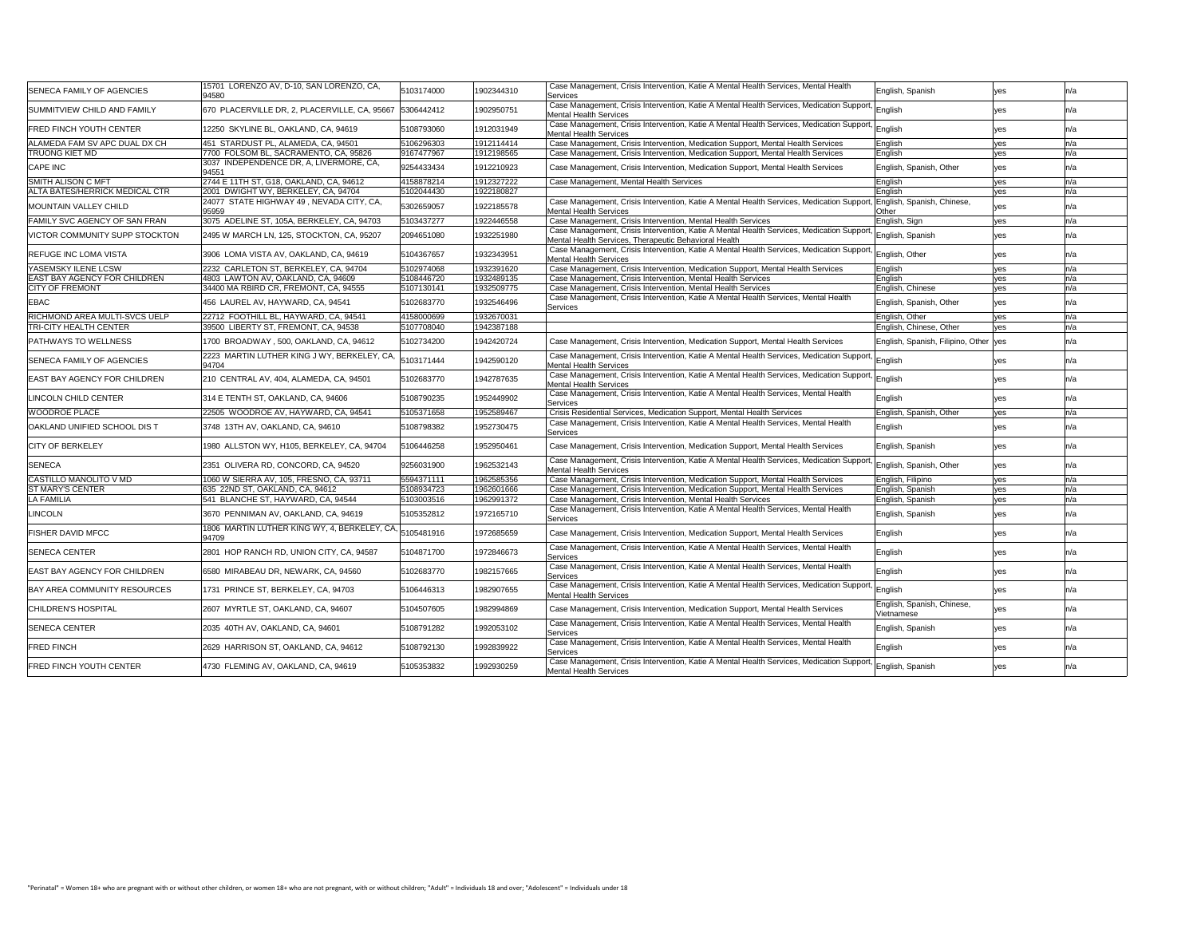| | | | | | | | |
|---|---|---|---|---|---|---|---|
| SENECA FAMILY OF AGENCIES | 15701 LORENZO AV, D-10, SAN LORENZO, CA, 94580 | 5103174000 | 1902344310 | Case Management, Crisis Intervention, Katie A Mental Health Services, Mental Health Services | English, Spanish | yes | n/a |
| SUMMITVIEW CHILD AND FAMILY | 670 PLACERVILLE DR, 2, PLACERVILLE, CA, 95667 | 5306442412 | 1902950751 | Case Management, Crisis Intervention, Katie A Mental Health Services, Medication Support, Mental Health Services | English | yes | n/a |
| FRED FINCH YOUTH CENTER | 12250 SKYLINE BL, OAKLAND, CA, 94619 | 5108793060 | 1912031949 | Case Management, Crisis Intervention, Katie A Mental Health Services, Medication Support, Mental Health Services | English | yes | n/a |
| ALAMEDA FAM SV APC DUAL DX CH | 451 STARDUST PL, ALAMEDA, CA, 94501 | 5106296303 | 1912114414 | Case Management, Crisis Intervention, Medication Support, Mental Health Services | English | yes | n/a |
| TRUONG KIET MD | 7700 FOLSOM BL, SACRAMENTO, CA, 95826 | 9167477967 | 1912198565 | Case Management, Crisis Intervention, Medication Support, Mental Health Services | English | yes | n/a |
| CAPE INC | 3037 INDEPENDENCE DR, A, LIVERMORE, CA, 94551 | 9254433434 | 1912210923 | Case Management, Crisis Intervention, Medication Support, Mental Health Services | English, Spanish, Other | yes | n/a |
| SMITH ALISON C MFT | 2744 E 11TH ST, G18, OAKLAND, CA, 94612 | 4158878214 | 1912327222 | Case Management, Mental Health Services | English | yes | n/a |
| ALTA BATES/HERRICK MEDICAL CTR | 2001 DWIGHT WY, BERKELEY, CA, 94704 | 5102044430 | 1922180827 | | English | yes | n/a |
| MOUNTAIN VALLEY CHILD | 24077 STATE HIGHWAY 49 , NEVADA CITY, CA, 95959 | 5302659057 | 1922185578 | Case Management, Crisis Intervention, Katie A Mental Health Services, Medication Support, Mental Health Services | English, Spanish, Chinese, Other | yes | n/a |
| FAMILY SVC AGENCY OF SAN FRAN | 3075 ADELINE ST, 105A, BERKELEY, CA, 94703 | 5103437277 | 1922446558 | Case Management, Crisis Intervention, Mental Health Services | English, Sign | yes | n/a |
| VICTOR COMMUNITY SUPP STOCKTON | 2495 W MARCH LN, 125, STOCKTON, CA, 95207 | 2094651080 | 1932251980 | Case Management, Crisis Intervention, Katie A Mental Health Services, Medication Support, Mental Health Services, Therapeutic Behavioral Health | English, Spanish | yes | n/a |
| REFUGE INC LOMA VISTA | 3906 LOMA VISTA AV, OAKLAND, CA, 94619 | 5104367657 | 1932343951 | Case Management, Crisis Intervention, Katie A Mental Health Services, Medication Support, Mental Health Services | English, Other | yes | n/a |
| YASEMSKY ILENE LCSW | 2232 CARLETON ST, BERKELEY, CA, 94704 | 5102974068 | 1932391620 | Case Management, Crisis Intervention, Medication Support, Mental Health Services | English | yes | n/a |
| EAST BAY AGENCY FOR CHILDREN | 4803 LAWTON AV, OAKLAND, CA, 94609 | 5108446720 | 1932489135 | Case Management, Crisis Intervention, Mental Health Services | English | yes | n/a |
| CITY OF FREMONT | 34400 MA RBIRD CR, FREMONT, CA, 94555 | 5107130141 | 1932509775 | Case Management, Crisis Intervention, Mental Health Services | English, Chinese | yes | n/a |
| EBAC | 456 LAUREL AV, HAYWARD, CA, 94541 | 5102683770 | 1932546496 | Case Management, Crisis Intervention, Katie A Mental Health Services, Mental Health Services | English, Spanish, Other | yes | n/a |
| RICHMOND AREA MULTI-SVCS UELP | 22712 FOOTHILL BL, HAYWARD, CA, 94541 | 4158000699 | 1932670031 | | English, Other | yes | n/a |
| TRI-CITY HEALTH CENTER | 39500 LIBERTY ST, FREMONT, CA, 94538 | 5107708040 | 1942387188 | | English, Chinese, Other | yes | n/a |
| PATHWAYS TO WELLNESS | 1700 BROADWAY , 500, OAKLAND, CA, 94612 | 5102734200 | 1942420724 | Case Management, Crisis Intervention, Medication Support, Mental Health Services | English, Spanish, Filipino, Other | yes | n/a |
| SENECA FAMILY OF AGENCIES | 2223 MARTIN LUTHER KING J WY, BERKELEY, CA, 94704 | 5103171444 | 1942590120 | Case Management, Crisis Intervention, Katie A Mental Health Services, Medication Support, Mental Health Services | English | yes | n/a |
| EAST BAY AGENCY FOR CHILDREN | 210 CENTRAL AV, 404, ALAMEDA, CA, 94501 | 5102683770 | 1942787635 | Case Management, Crisis Intervention, Katie A Mental Health Services, Medication Support, Mental Health Services | English | yes | n/a |
| LINCOLN CHILD CENTER | 314 E TENTH ST, OAKLAND, CA, 94606 | 5108790235 | 1952449902 | Case Management, Crisis Intervention, Katie A Mental Health Services, Mental Health Services | English | yes | n/a |
| WOODROE PLACE | 22505 WOODROE AV, HAYWARD, CA, 94541 | 5105371658 | 1952589467 | Crisis Residential Services, Medication Support, Mental Health Services | English, Spanish, Other | yes | n/a |
| OAKLAND UNIFIED SCHOOL DIS T | 3748 13TH AV, OAKLAND, CA, 94610 | 5108798382 | 1952730475 | Case Management, Crisis Intervention, Katie A Mental Health Services, Mental Health Services | English | yes | n/a |
| CITY OF BERKELEY | 1980 ALLSTON WY, H105, BERKELEY, CA, 94704 | 5106446258 | 1952950461 | Case Management, Crisis Intervention, Medication Support, Mental Health Services | English, Spanish | yes | n/a |
| SENECA | 2351 OLIVERA RD, CONCORD, CA, 94520 | 9256031900 | 1962532143 | Case Management, Crisis Intervention, Katie A Mental Health Services, Medication Support, Mental Health Services | English, Spanish, Other | yes | n/a |
| CASTILLO MANOLITO V MD | 1060 W SIERRA AV, 105, FRESNO, CA, 93711 | 5594371111 | 1962585356 | Case Management, Crisis Intervention, Medication Support, Mental Health Services | English, Filipino | yes | n/a |
| ST MARY'S CENTER | 635 22ND ST, OAKLAND, CA, 94612 | 5108934723 | 1962601666 | Case Management, Crisis Intervention, Medication Support, Mental Health Services | English, Spanish | yes | n/a |
| LA FAMILIA | 541 BLANCHE ST, HAYWARD, CA, 94544 | 5103003516 | 1962991372 | Case Management, Crisis Intervention, Mental Health Services | English, Spanish | yes | n/a |
| LINCOLN | 3670 PENNIMAN AV, OAKLAND, CA, 94619 | 5105352812 | 1972165710 | Case Management, Crisis Intervention, Katie A Mental Health Services, Mental Health Services | English, Spanish | yes | n/a |
| FISHER DAVID MFCC | 1806 MARTIN LUTHER KING WY, 4, BERKELEY, CA, 94709 | 5105481916 | 1972685659 | Case Management, Crisis Intervention, Medication Support, Mental Health Services | English | yes | n/a |
| SENECA CENTER | 2801 HOP RANCH RD, UNION CITY, CA, 94587 | 5104871700 | 1972846673 | Case Management, Crisis Intervention, Katie A Mental Health Services, Mental Health Services | English | yes | n/a |
| EAST BAY AGENCY FOR CHILDREN | 6580 MIRABEAU DR, NEWARK, CA, 94560 | 5102683770 | 1982157665 | Case Management, Crisis Intervention, Katie A Mental Health Services, Mental Health Services | English | yes | n/a |
| BAY AREA COMMUNITY RESOURCES | 1731 PRINCE ST, BERKELEY, CA, 94703 | 5106446313 | 1982907655 | Case Management, Crisis Intervention, Katie A Mental Health Services, Medication Support, Mental Health Services | English | yes | n/a |
| CHILDREN'S HOSPITAL | 2607 MYRTLE ST, OAKLAND, CA, 94607 | 5104507605 | 1982994869 | Case Management, Crisis Intervention, Medication Support, Mental Health Services | English, Spanish, Chinese, Vietnamese | yes | n/a |
| SENECA CENTER | 2035 40TH AV, OAKLAND, CA, 94601 | 5108791282 | 1992053102 | Case Management, Crisis Intervention, Katie A Mental Health Services, Mental Health Services | English, Spanish | yes | n/a |
| FRED FINCH | 2629 HARRISON ST, OAKLAND, CA, 94612 | 5108792130 | 1992839922 | Case Management, Crisis Intervention, Katie A Mental Health Services, Mental Health Services | English | yes | n/a |
| FRED FINCH YOUTH CENTER | 4730 FLEMING AV, OAKLAND, CA, 94619 | 5105353832 | 1992930259 | Case Management, Crisis Intervention, Katie A Mental Health Services, Medication Support, Mental Health Services | English, Spanish | yes | n/a |

"Perinatal" = Women 18+ who are pregnant with or without other children, or women 18+ who are not pregnant, with or without children; "Adult" = Individuals 18 and over; "Adolescent" = Individuals under 18